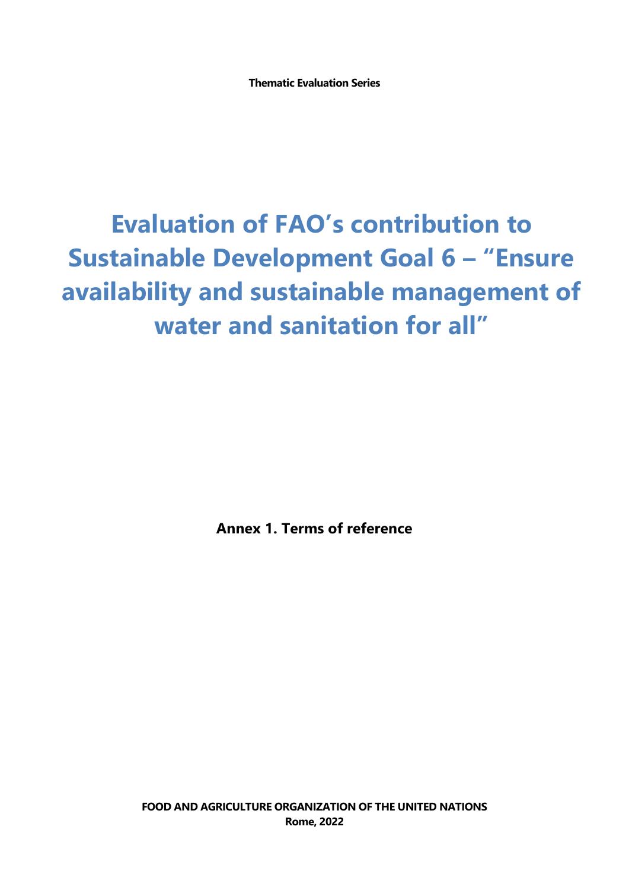**Thematic Evaluation Series**

# Evaluation of FAO's contribution to Sustainable Development Goal 6 – "Ensure availability and sustainable management of water and sanitation for all"

**Annex 1. Terms of reference**

**FOOD AND AGRICULTURE ORGANIZATION OF THE UNITED NATIONS**
**Rome, 2022**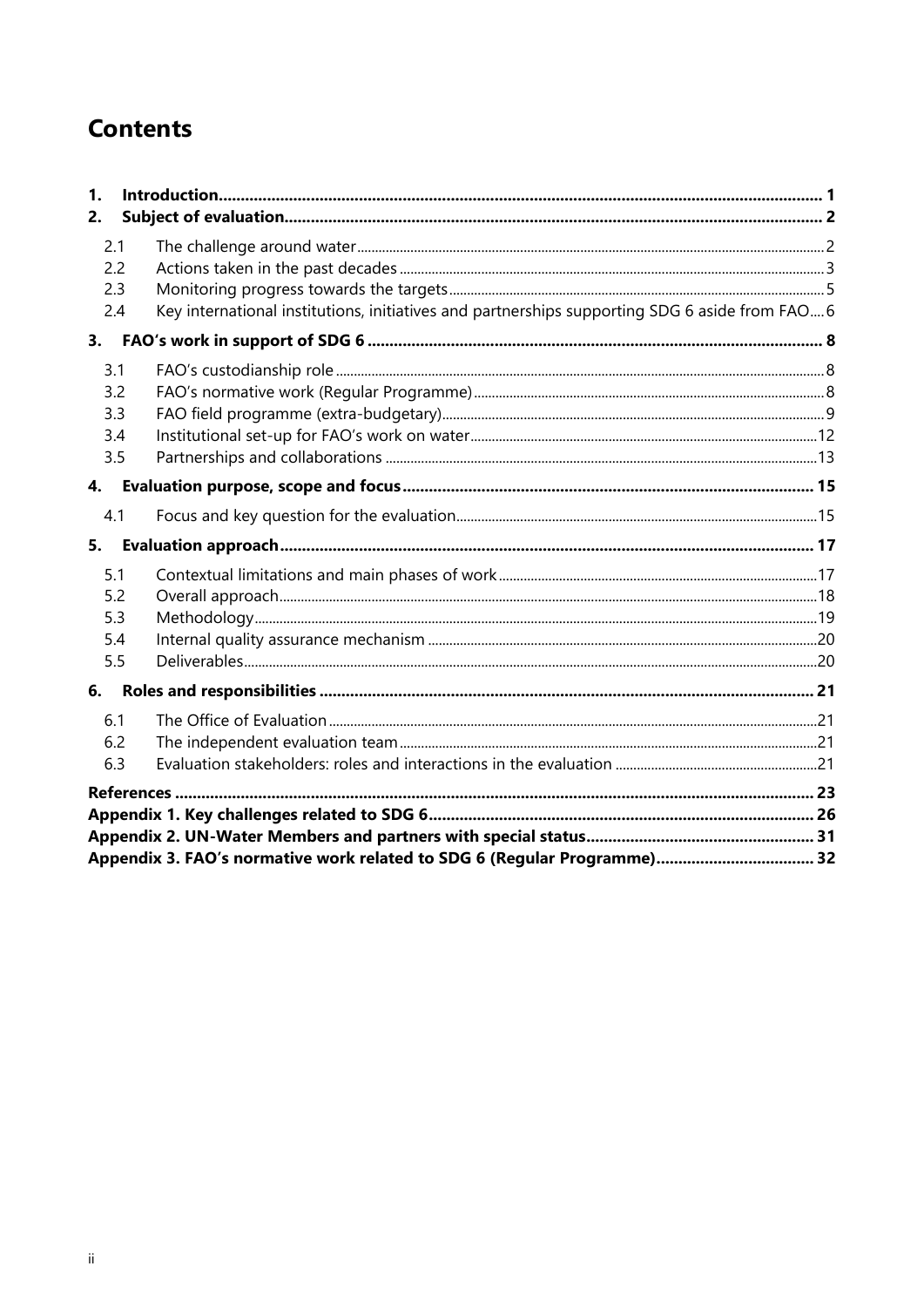# Contents

1. **Introduction** ..... 1
2. **Subject of evaluation** ..... 2
   - 2.1 The challenge around water ..... 2
   - 2.2 Actions taken in the past decades ..... 3
   - 2.3 Monitoring progress towards the targets ..... 5
   - 2.4 Key international institutions, initiatives and partnerships supporting SDG 6 aside from FAO ..... 6
3. **FAO's work in support of SDG 6** ..... 8
   - 3.1 FAO's custodianship role ..... 8
   - 3.2 FAO's normative work (Regular Programme) ..... 8
   - 3.3 FAO field programme (extra-budgetary) ..... 9
   - 3.4 Institutional set-up for FAO's work on water ..... 12
   - 3.5 Partnerships and collaborations ..... 13
4. **Evaluation purpose, scope and focus** ..... 15
   - 4.1 Focus and key question for the evaluation ..... 15
5. **Evaluation approach** ..... 17
   - 5.1 Contextual limitations and main phases of work ..... 17
   - 5.2 Overall approach ..... 18
   - 5.3 Methodology ..... 19
   - 5.4 Internal quality assurance mechanism ..... 20
   - 5.5 Deliverables ..... 20
6. **Roles and responsibilities** ..... 21
   - 6.1 The Office of Evaluation ..... 21
   - 6.2 The independent evaluation team ..... 21
   - 6.3 Evaluation stakeholders: roles and interactions in the evaluation ..... 21

**References** ..... 23

**Appendix 1. Key challenges related to SDG 6** ..... 26

**Appendix 2. UN-Water Members and partners with special status** ..... 31

**Appendix 3. FAO's normative work related to SDG 6 (Regular Programme)** ..... 32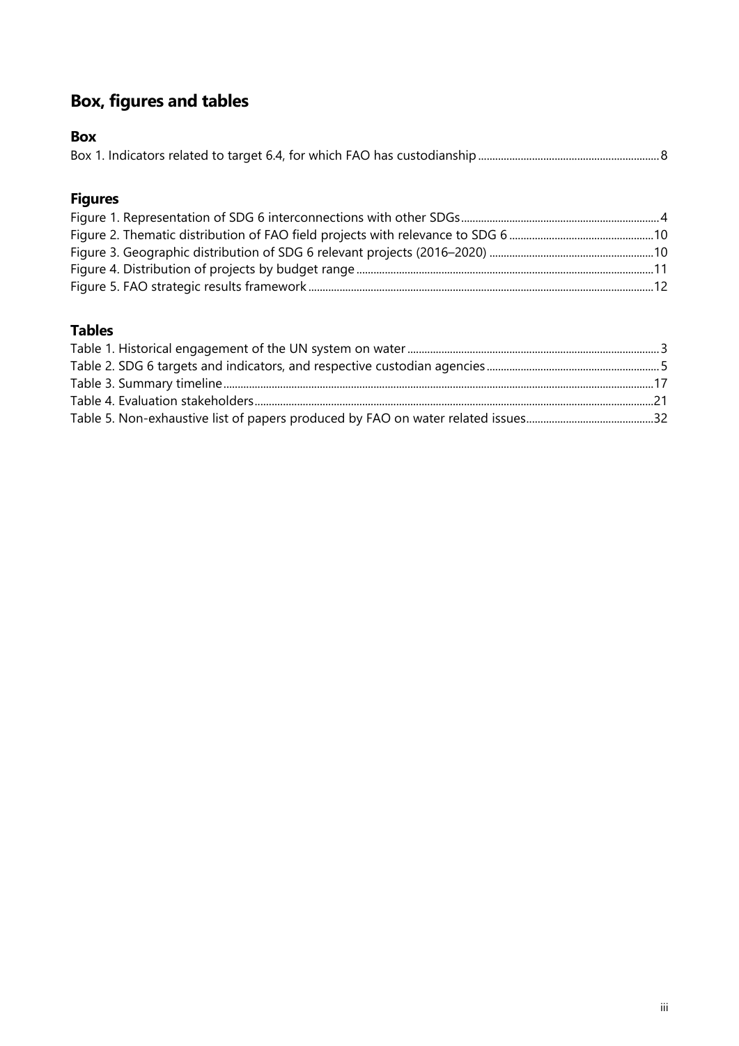## Box, figures and tables

### Box

Box 1. Indicators related to target 6.4, for which FAO has custodianship ............ 8

### Figures

Figure 1. Representation of SDG 6 interconnections with other SDGs ............ 4
Figure 2. Thematic distribution of FAO field projects with relevance to SDG 6 ............ 10
Figure 3. Geographic distribution of SDG 6 relevant projects (2016–2020) ............ 10
Figure 4. Distribution of projects by budget range ............ 11
Figure 5. FAO strategic results framework ............ 12

### Tables

Table 1. Historical engagement of the UN system on water ............ 3
Table 2. SDG 6 targets and indicators, and respective custodian agencies ............ 5
Table 3. Summary timeline ............ 17
Table 4. Evaluation stakeholders ............ 21
Table 5. Non-exhaustive list of papers produced by FAO on water related issues ............ 32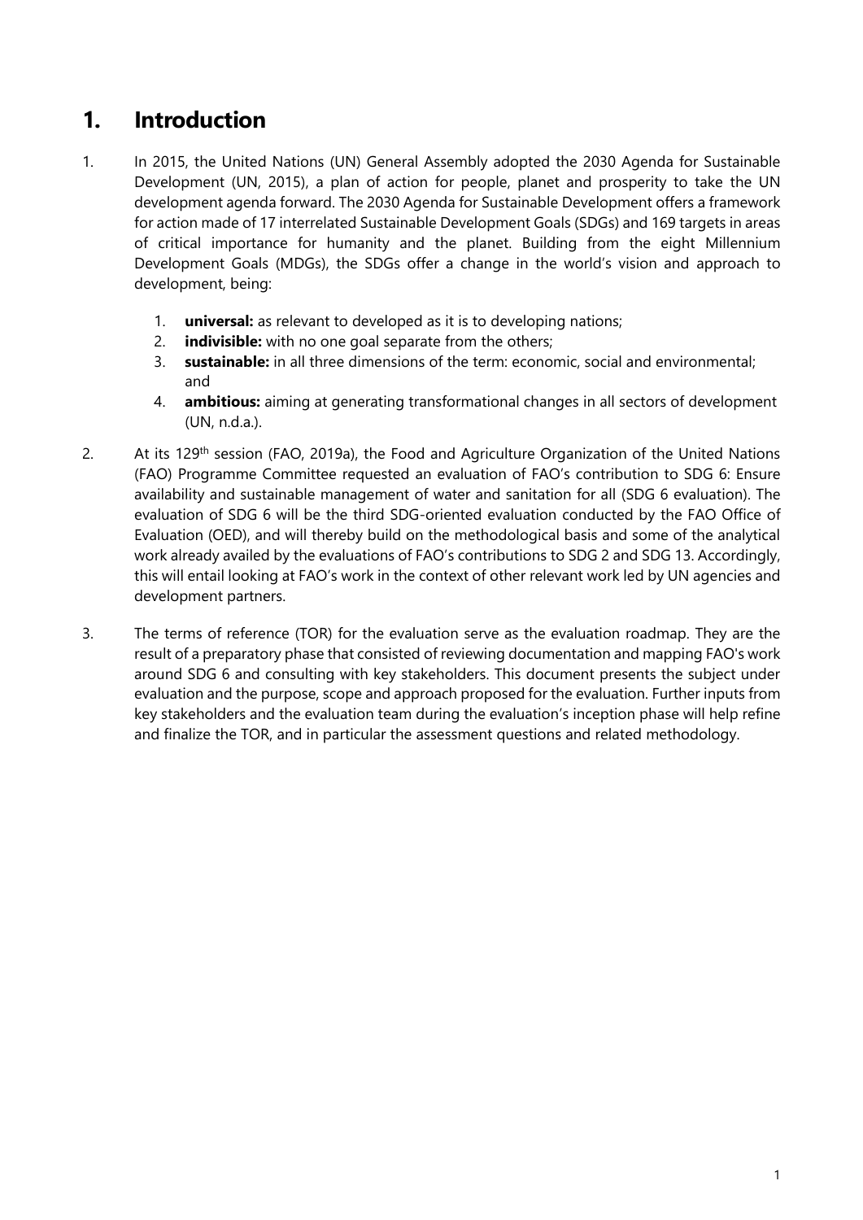# 1. Introduction

1. In 2015, the United Nations (UN) General Assembly adopted the 2030 Agenda for Sustainable Development (UN, 2015), a plan of action for people, planet and prosperity to take the UN development agenda forward. The 2030 Agenda for Sustainable Development offers a framework for action made of 17 interrelated Sustainable Development Goals (SDGs) and 169 targets in areas of critical importance for humanity and the planet. Building from the eight Millennium Development Goals (MDGs), the SDGs offer a change in the world's vision and approach to development, being:

    1. **universal:** as relevant to developed as it is to developing nations;
    2. **indivisible:** with no one goal separate from the others;
    3. **sustainable:** in all three dimensions of the term: economic, social and environmental; and
    4. **ambitious:** aiming at generating transformational changes in all sectors of development (UN, n.d.a.).

2. At its 129th session (FAO, 2019a), the Food and Agriculture Organization of the United Nations (FAO) Programme Committee requested an evaluation of FAO's contribution to SDG 6: Ensure availability and sustainable management of water and sanitation for all (SDG 6 evaluation). The evaluation of SDG 6 will be the third SDG-oriented evaluation conducted by the FAO Office of Evaluation (OED), and will thereby build on the methodological basis and some of the analytical work already availed by the evaluations of FAO's contributions to SDG 2 and SDG 13. Accordingly, this will entail looking at FAO's work in the context of other relevant work led by UN agencies and development partners.

3. The terms of reference (TOR) for the evaluation serve as the evaluation roadmap. They are the result of a preparatory phase that consisted of reviewing documentation and mapping FAO's work around SDG 6 and consulting with key stakeholders. This document presents the subject under evaluation and the purpose, scope and approach proposed for the evaluation. Further inputs from key stakeholders and the evaluation team during the evaluation's inception phase will help refine and finalize the TOR, and in particular the assessment questions and related methodology.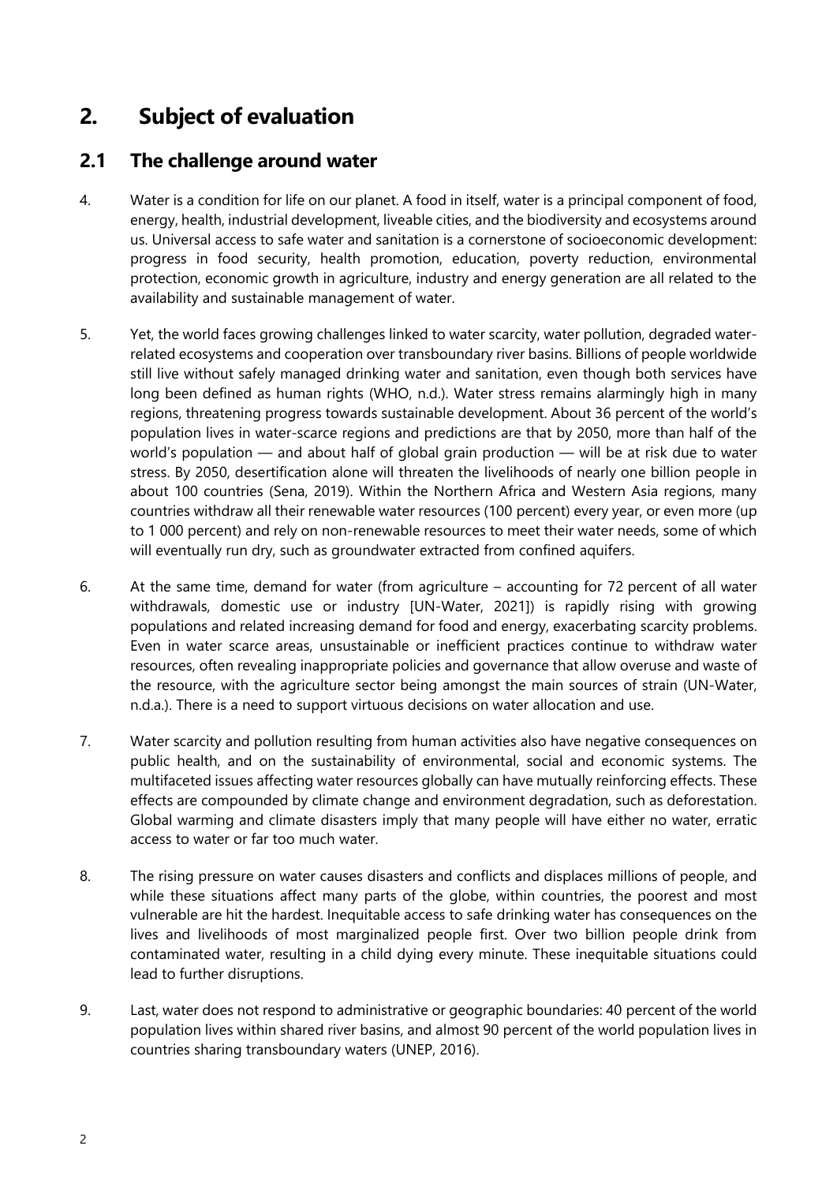# 2. Subject of evaluation

## 2.1 The challenge around water

4. Water is a condition for life on our planet. A food in itself, water is a principal component of food, energy, health, industrial development, liveable cities, and the biodiversity and ecosystems around us. Universal access to safe water and sanitation is a cornerstone of socioeconomic development: progress in food security, health promotion, education, poverty reduction, environmental protection, economic growth in agriculture, industry and energy generation are all related to the availability and sustainable management of water.

5. Yet, the world faces growing challenges linked to water scarcity, water pollution, degraded water-related ecosystems and cooperation over transboundary river basins. Billions of people worldwide still live without safely managed drinking water and sanitation, even though both services have long been defined as human rights (WHO, n.d.). Water stress remains alarmingly high in many regions, threatening progress towards sustainable development. About 36 percent of the world's population lives in water-scarce regions and predictions are that by 2050, more than half of the world's population — and about half of global grain production — will be at risk due to water stress. By 2050, desertification alone will threaten the livelihoods of nearly one billion people in about 100 countries (Sena, 2019). Within the Northern Africa and Western Asia regions, many countries withdraw all their renewable water resources (100 percent) every year, or even more (up to 1 000 percent) and rely on non-renewable resources to meet their water needs, some of which will eventually run dry, such as groundwater extracted from confined aquifers.

6. At the same time, demand for water (from agriculture – accounting for 72 percent of all water withdrawals, domestic use or industry [UN-Water, 2021]) is rapidly rising with growing populations and related increasing demand for food and energy, exacerbating scarcity problems. Even in water scarce areas, unsustainable or inefficient practices continue to withdraw water resources, often revealing inappropriate policies and governance that allow overuse and waste of the resource, with the agriculture sector being amongst the main sources of strain (UN-Water, n.d.a.). There is a need to support virtuous decisions on water allocation and use.

7. Water scarcity and pollution resulting from human activities also have negative consequences on public health, and on the sustainability of environmental, social and economic systems. The multifaceted issues affecting water resources globally can have mutually reinforcing effects. These effects are compounded by climate change and environment degradation, such as deforestation. Global warming and climate disasters imply that many people will have either no water, erratic access to water or far too much water.

8. The rising pressure on water causes disasters and conflicts and displaces millions of people, and while these situations affect many parts of the globe, within countries, the poorest and most vulnerable are hit the hardest. Inequitable access to safe drinking water has consequences on the lives and livelihoods of most marginalized people first. Over two billion people drink from contaminated water, resulting in a child dying every minute. These inequitable situations could lead to further disruptions.

9. Last, water does not respond to administrative or geographic boundaries: 40 percent of the world population lives within shared river basins, and almost 90 percent of the world population lives in countries sharing transboundary waters (UNEP, 2016).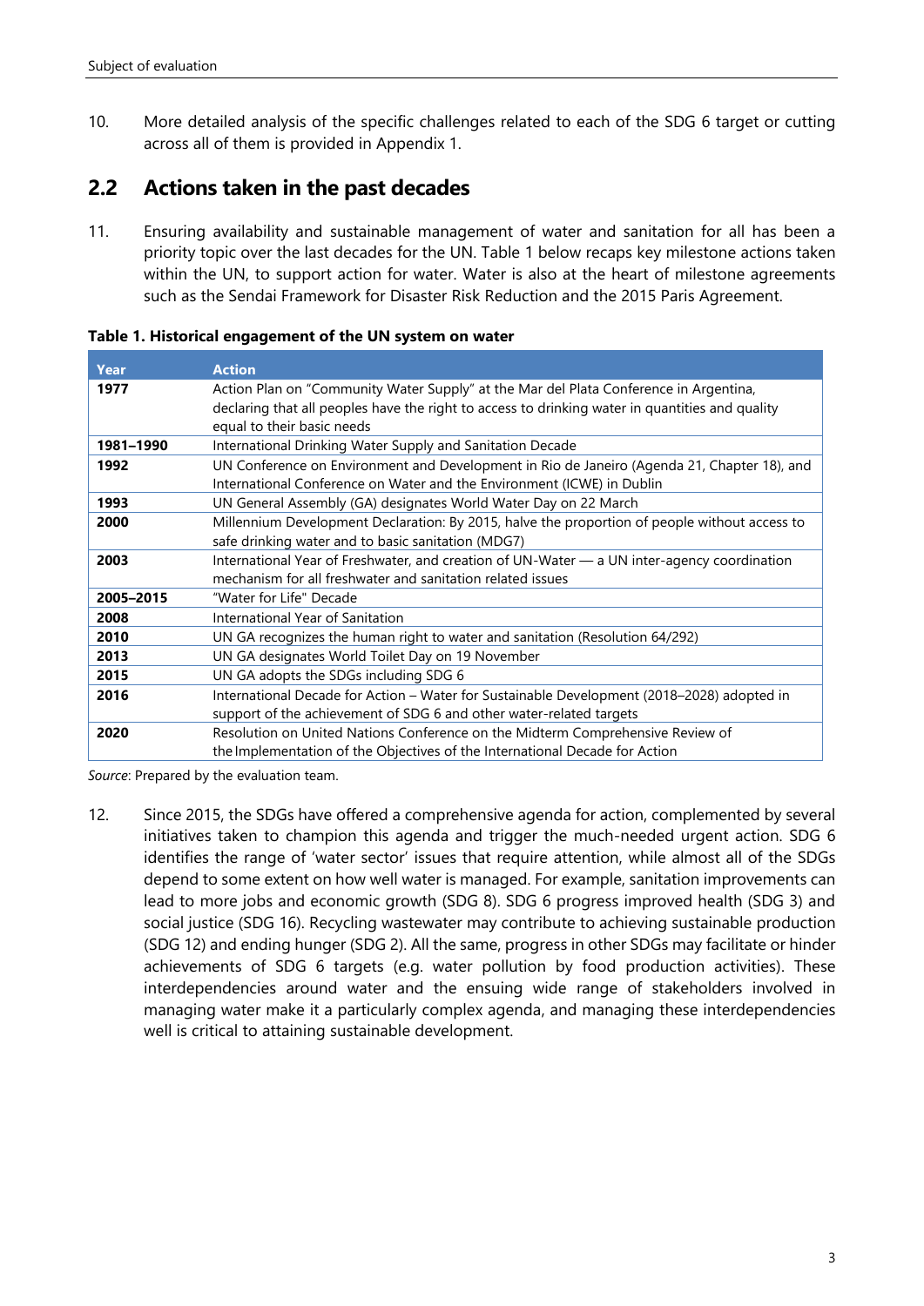10. More detailed analysis of the specific challenges related to each of the SDG 6 target or cutting across all of them is provided in Appendix 1.

## 2.2 Actions taken in the past decades

11. Ensuring availability and sustainable management of water and sanitation for all has been a priority topic over the last decades for the UN. Table 1 below recaps key milestone actions taken within the UN, to support action for water. Water is also at the heart of milestone agreements such as the Sendai Framework for Disaster Risk Reduction and the 2015 Paris Agreement.

**Table 1. Historical engagement of the UN system on water**

| Year | Action |
| --- | --- |
| **1977** | Action Plan on "Community Water Supply" at the Mar del Plata Conference in Argentina, declaring that all peoples have the right to access to drinking water in quantities and quality equal to their basic needs |
| **1981–1990** | International Drinking Water Supply and Sanitation Decade |
| **1992** | UN Conference on Environment and Development in Rio de Janeiro (Agenda 21, Chapter 18), and International Conference on Water and the Environment (ICWE) in Dublin |
| **1993** | UN General Assembly (GA) designates World Water Day on 22 March |
| **2000** | Millennium Development Declaration: By 2015, halve the proportion of people without access to safe drinking water and to basic sanitation (MDG7) |
| **2003** | International Year of Freshwater, and creation of UN-Water — a UN inter-agency coordination mechanism for all freshwater and sanitation related issues |
| **2005–2015** | "Water for Life" Decade |
| **2008** | International Year of Sanitation |
| **2010** | UN GA recognizes the human right to water and sanitation (Resolution 64/292) |
| **2013** | UN GA designates World Toilet Day on 19 November |
| **2015** | UN GA adopts the SDGs including SDG 6 |
| **2016** | International Decade for Action – Water for Sustainable Development (2018–2028) adopted in support of the achievement of SDG 6 and other water-related targets |
| **2020** | Resolution on United Nations Conference on the Midterm Comprehensive Review of the Implementation of the Objectives of the International Decade for Action |

*Source*: Prepared by the evaluation team.

12. Since 2015, the SDGs have offered a comprehensive agenda for action, complemented by several initiatives taken to champion this agenda and trigger the much-needed urgent action. SDG 6 identifies the range of 'water sector' issues that require attention, while almost all of the SDGs depend to some extent on how well water is managed. For example, sanitation improvements can lead to more jobs and economic growth (SDG 8). SDG 6 progress improved health (SDG 3) and social justice (SDG 16). Recycling wastewater may contribute to achieving sustainable production (SDG 12) and ending hunger (SDG 2). All the same, progress in other SDGs may facilitate or hinder achievements of SDG 6 targets (e.g. water pollution by food production activities). These interdependencies around water and the ensuing wide range of stakeholders involved in managing water make it a particularly complex agenda, and managing these interdependencies well is critical to attaining sustainable development.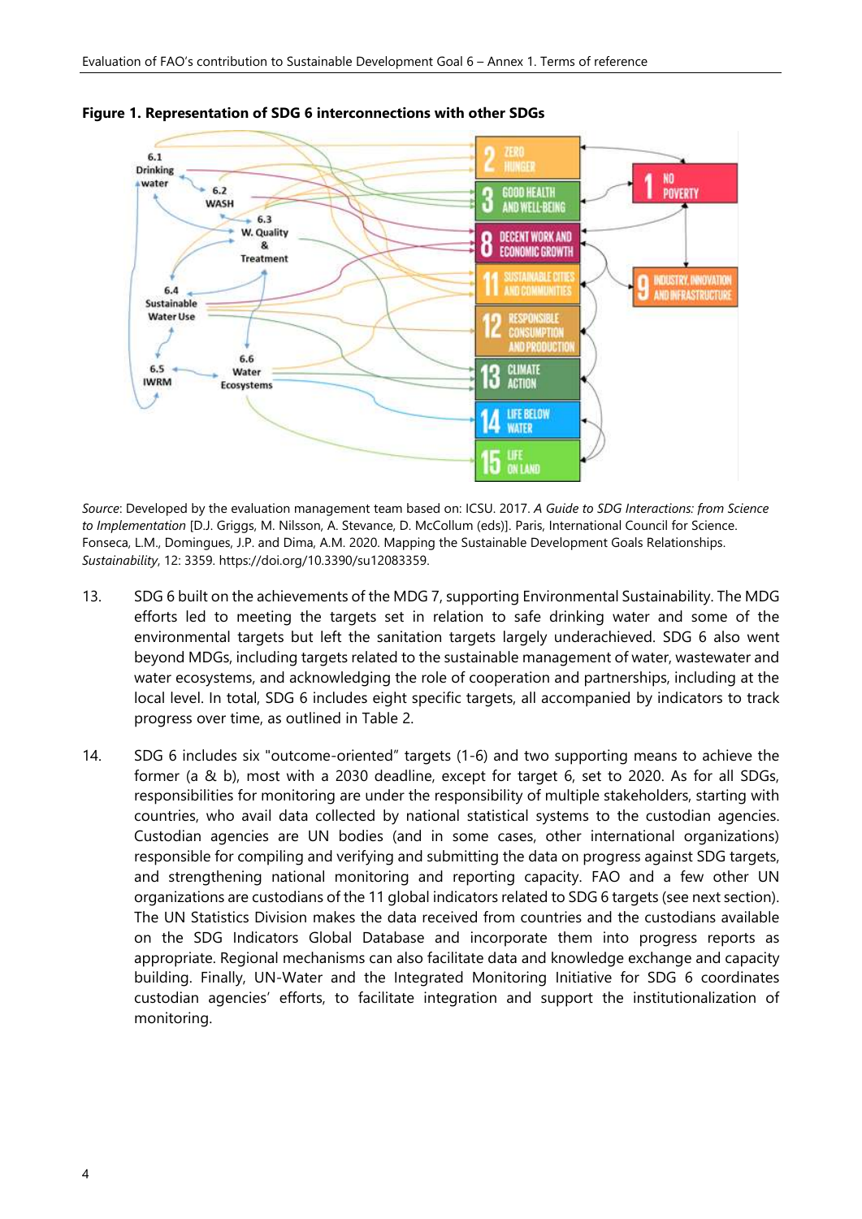**Figure 1. Representation of SDG 6 interconnections with other SDGs**

*Source*: Developed by the evaluation management team based on: ICSU. 2017. *A Guide to SDG Interactions: from Science to Implementation* [D.J. Griggs, M. Nilsson, A. Stevance, D. McCollum (eds)]. Paris, International Council for Science. Fonseca, L.M., Domingues, J.P. and Dima, A.M. 2020. Mapping the Sustainable Development Goals Relationships. *Sustainability*, 12: 3359. https://doi.org/10.3390/su12083359.

13. SDG 6 built on the achievements of the MDG 7, supporting Environmental Sustainability. The MDG efforts led to meeting the targets set in relation to safe drinking water and some of the environmental targets but left the sanitation targets largely underachieved. SDG 6 also went beyond MDGs, including targets related to the sustainable management of water, wastewater and water ecosystems, and acknowledging the role of cooperation and partnerships, including at the local level. In total, SDG 6 includes eight specific targets, all accompanied by indicators to track progress over time, as outlined in Table 2.

14. SDG 6 includes six "outcome-oriented" targets (1-6) and two supporting means to achieve the former (a & b), most with a 2030 deadline, except for target 6, set to 2020. As for all SDGs, responsibilities for monitoring are under the responsibility of multiple stakeholders, starting with countries, who avail data collected by national statistical systems to the custodian agencies. Custodian agencies are UN bodies (and in some cases, other international organizations) responsible for compiling and verifying and submitting the data on progress against SDG targets, and strengthening national monitoring and reporting capacity. FAO and a few other UN organizations are custodians of the 11 global indicators related to SDG 6 targets (see next section). The UN Statistics Division makes the data received from countries and the custodians available on the SDG Indicators Global Database and incorporate them into progress reports as appropriate. Regional mechanisms can also facilitate data and knowledge exchange and capacity building. Finally, UN-Water and the Integrated Monitoring Initiative for SDG 6 coordinates custodian agencies' efforts, to facilitate integration and support the institutionalization of monitoring.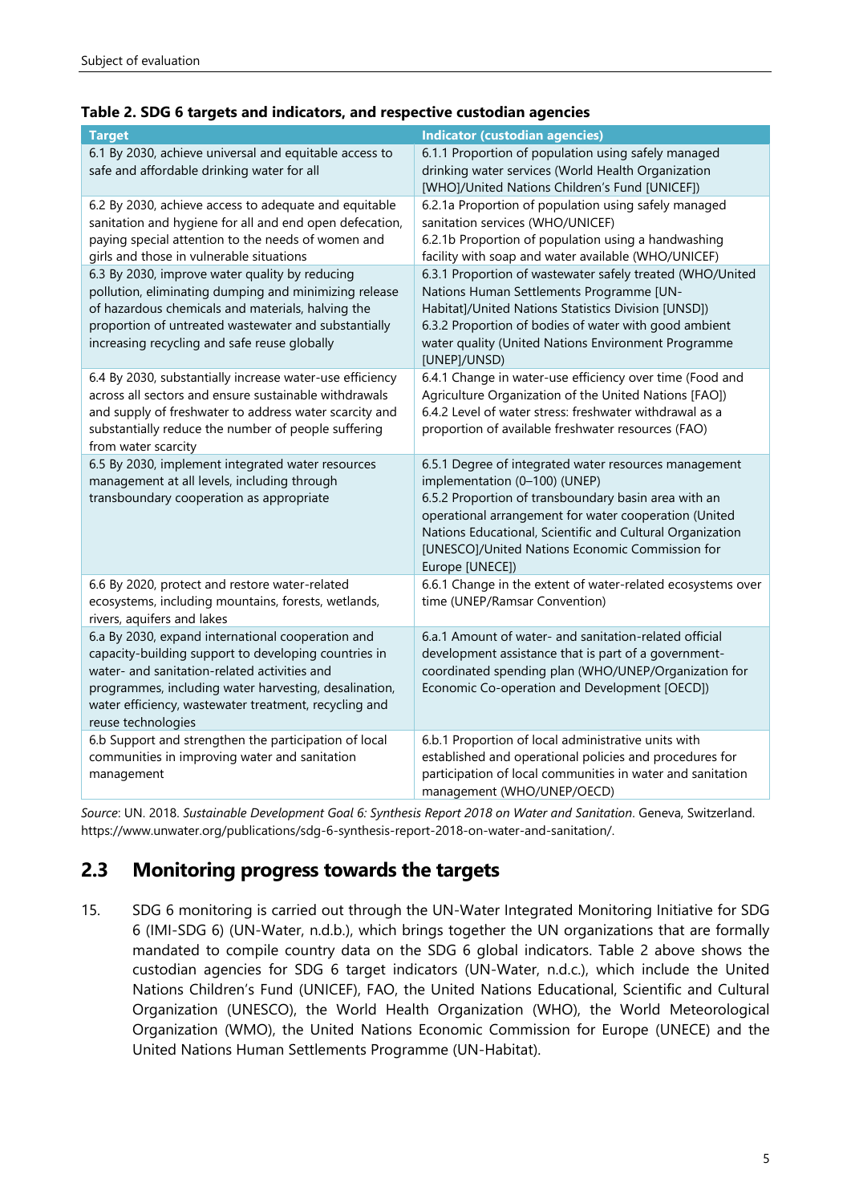**Table 2. SDG 6 targets and indicators, and respective custodian agencies**

| Target | Indicator (custodian agencies) |
|---|---|
| 6.1 By 2030, achieve universal and equitable access to safe and affordable drinking water for all | 6.1.1 Proportion of population using safely managed drinking water services (World Health Organization [WHO]/United Nations Children's Fund [UNICEF]) |
| 6.2 By 2030, achieve access to adequate and equitable sanitation and hygiene for all and end open defecation, paying special attention to the needs of women and girls and those in vulnerable situations | 6.2.1a Proportion of population using safely managed sanitation services (WHO/UNICEF)<br>6.2.1b Proportion of population using a handwashing facility with soap and water available (WHO/UNICEF) |
| 6.3 By 2030, improve water quality by reducing pollution, eliminating dumping and minimizing release of hazardous chemicals and materials, halving the proportion of untreated wastewater and substantially increasing recycling and safe reuse globally | 6.3.1 Proportion of wastewater safely treated (WHO/United Nations Human Settlements Programme [UN-Habitat]/United Nations Statistics Division [UNSD])<br>6.3.2 Proportion of bodies of water with good ambient water quality (United Nations Environment Programme [UNEP]/UNSD) |
| 6.4 By 2030, substantially increase water-use efficiency across all sectors and ensure sustainable withdrawals and supply of freshwater to address water scarcity and substantially reduce the number of people suffering from water scarcity | 6.4.1 Change in water-use efficiency over time (Food and Agriculture Organization of the United Nations [FAO])<br>6.4.2 Level of water stress: freshwater withdrawal as a proportion of available freshwater resources (FAO) |
| 6.5 By 2030, implement integrated water resources management at all levels, including through transboundary cooperation as appropriate | 6.5.1 Degree of integrated water resources management implementation (0–100) (UNEP)<br>6.5.2 Proportion of transboundary basin area with an operational arrangement for water cooperation (United Nations Educational, Scientific and Cultural Organization [UNESCO]/United Nations Economic Commission for Europe [UNECE]) |
| 6.6 By 2020, protect and restore water-related ecosystems, including mountains, forests, wetlands, rivers, aquifers and lakes | 6.6.1 Change in the extent of water-related ecosystems over time (UNEP/Ramsar Convention) |
| 6.a By 2030, expand international cooperation and capacity-building support to developing countries in water- and sanitation-related activities and programmes, including water harvesting, desalination, water efficiency, wastewater treatment, recycling and reuse technologies | 6.a.1 Amount of water- and sanitation-related official development assistance that is part of a government-coordinated spending plan (WHO/UNEP/Organization for Economic Co-operation and Development [OECD]) |
| 6.b Support and strengthen the participation of local communities in improving water and sanitation management | 6.b.1 Proportion of local administrative units with established and operational policies and procedures for participation of local communities in water and sanitation management (WHO/UNEP/OECD) |

*Source*: UN. 2018. *Sustainable Development Goal 6: Synthesis Report 2018 on Water and Sanitation*. Geneva, Switzerland. https://www.unwater.org/publications/sdg-6-synthesis-report-2018-on-water-and-sanitation/.

## 2.3 Monitoring progress towards the targets

15. SDG 6 monitoring is carried out through the UN-Water Integrated Monitoring Initiative for SDG 6 (IMI-SDG 6) (UN-Water, n.d.b.), which brings together the UN organizations that are formally mandated to compile country data on the SDG 6 global indicators. Table 2 above shows the custodian agencies for SDG 6 target indicators (UN-Water, n.d.c.), which include the United Nations Children's Fund (UNICEF), FAO, the United Nations Educational, Scientific and Cultural Organization (UNESCO), the World Health Organization (WHO), the World Meteorological Organization (WMO), the United Nations Economic Commission for Europe (UNECE) and the United Nations Human Settlements Programme (UN-Habitat).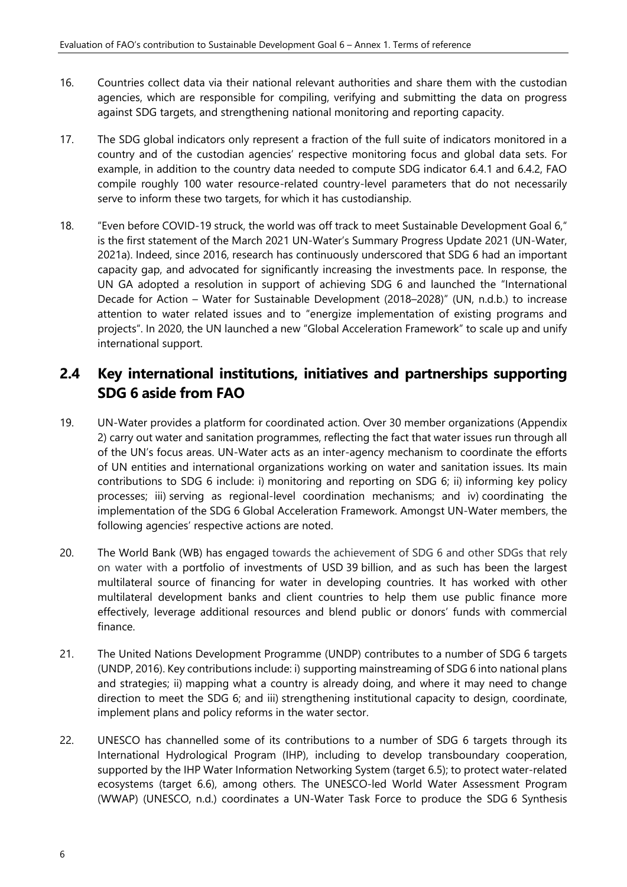16. Countries collect data via their national relevant authorities and share them with the custodian agencies, which are responsible for compiling, verifying and submitting the data on progress against SDG targets, and strengthening national monitoring and reporting capacity.

17. The SDG global indicators only represent a fraction of the full suite of indicators monitored in a country and of the custodian agencies' respective monitoring focus and global data sets. For example, in addition to the country data needed to compute SDG indicator 6.4.1 and 6.4.2, FAO compile roughly 100 water resource-related country-level parameters that do not necessarily serve to inform these two targets, for which it has custodianship.

18. "Even before COVID-19 struck, the world was off track to meet Sustainable Development Goal 6," is the first statement of the March 2021 UN-Water's Summary Progress Update 2021 (UN-Water, 2021a). Indeed, since 2016, research has continuously underscored that SDG 6 had an important capacity gap, and advocated for significantly increasing the investments pace. In response, the UN GA adopted a resolution in support of achieving SDG 6 and launched the "International Decade for Action – Water for Sustainable Development (2018–2028)" (UN, n.d.b.) to increase attention to water related issues and to "energize implementation of existing programs and projects". In 2020, the UN launched a new "Global Acceleration Framework" to scale up and unify international support.

## 2.4 Key international institutions, initiatives and partnerships supporting SDG 6 aside from FAO

19. UN-Water provides a platform for coordinated action. Over 30 member organizations (Appendix 2) carry out water and sanitation programmes, reflecting the fact that water issues run through all of the UN's focus areas. UN-Water acts as an inter-agency mechanism to coordinate the efforts of UN entities and international organizations working on water and sanitation issues. Its main contributions to SDG 6 include: i) monitoring and reporting on SDG 6; ii) informing key policy processes; iii) serving as regional-level coordination mechanisms; and iv) coordinating the implementation of the SDG 6 Global Acceleration Framework. Amongst UN-Water members, the following agencies' respective actions are noted.

20. The World Bank (WB) has engaged towards the achievement of SDG 6 and other SDGs that rely on water with a portfolio of investments of USD 39 billion, and as such has been the largest multilateral source of financing for water in developing countries. It has worked with other multilateral development banks and client countries to help them use public finance more effectively, leverage additional resources and blend public or donors' funds with commercial finance.

21. The United Nations Development Programme (UNDP) contributes to a number of SDG 6 targets (UNDP, 2016). Key contributions include: i) supporting mainstreaming of SDG 6 into national plans and strategies; ii) mapping what a country is already doing, and where it may need to change direction to meet the SDG 6; and iii) strengthening institutional capacity to design, coordinate, implement plans and policy reforms in the water sector.

22. UNESCO has channelled some of its contributions to a number of SDG 6 targets through its International Hydrological Program (IHP), including to develop transboundary cooperation, supported by the IHP Water Information Networking System (target 6.5); to protect water-related ecosystems (target 6.6), among others. The UNESCO-led World Water Assessment Program (WWAP) (UNESCO, n.d.) coordinates a UN-Water Task Force to produce the SDG 6 Synthesis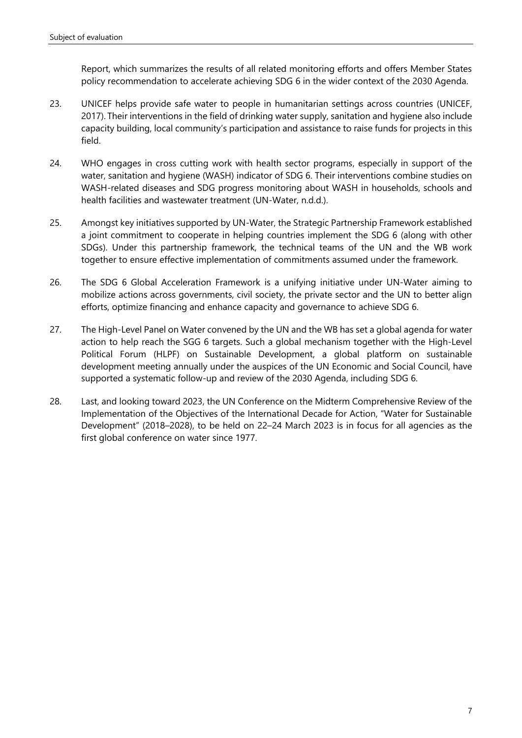Report, which summarizes the results of all related monitoring efforts and offers Member States policy recommendation to accelerate achieving SDG 6 in the wider context of the 2030 Agenda.

23. UNICEF helps provide safe water to people in humanitarian settings across countries (UNICEF, 2017). Their interventions in the field of drinking water supply, sanitation and hygiene also include capacity building, local community's participation and assistance to raise funds for projects in this field.

24. WHO engages in cross cutting work with health sector programs, especially in support of the water, sanitation and hygiene (WASH) indicator of SDG 6. Their interventions combine studies on WASH-related diseases and SDG progress monitoring about WASH in households, schools and health facilities and wastewater treatment (UN-Water, n.d.d.).

25. Amongst key initiatives supported by UN-Water, the Strategic Partnership Framework established a joint commitment to cooperate in helping countries implement the SDG 6 (along with other SDGs). Under this partnership framework, the technical teams of the UN and the WB work together to ensure effective implementation of commitments assumed under the framework.

26. The SDG 6 Global Acceleration Framework is a unifying initiative under UN-Water aiming to mobilize actions across governments, civil society, the private sector and the UN to better align efforts, optimize financing and enhance capacity and governance to achieve SDG 6.

27. The High-Level Panel on Water convened by the UN and the WB has set a global agenda for water action to help reach the SGG 6 targets. Such a global mechanism together with the High-Level Political Forum (HLPF) on Sustainable Development, a global platform on sustainable development meeting annually under the auspices of the UN Economic and Social Council, have supported a systematic follow-up and review of the 2030 Agenda, including SDG 6.

28. Last, and looking toward 2023, the UN Conference on the Midterm Comprehensive Review of the Implementation of the Objectives of the International Decade for Action, "Water for Sustainable Development" (2018–2028), to be held on 22–24 March 2023 is in focus for all agencies as the first global conference on water since 1977.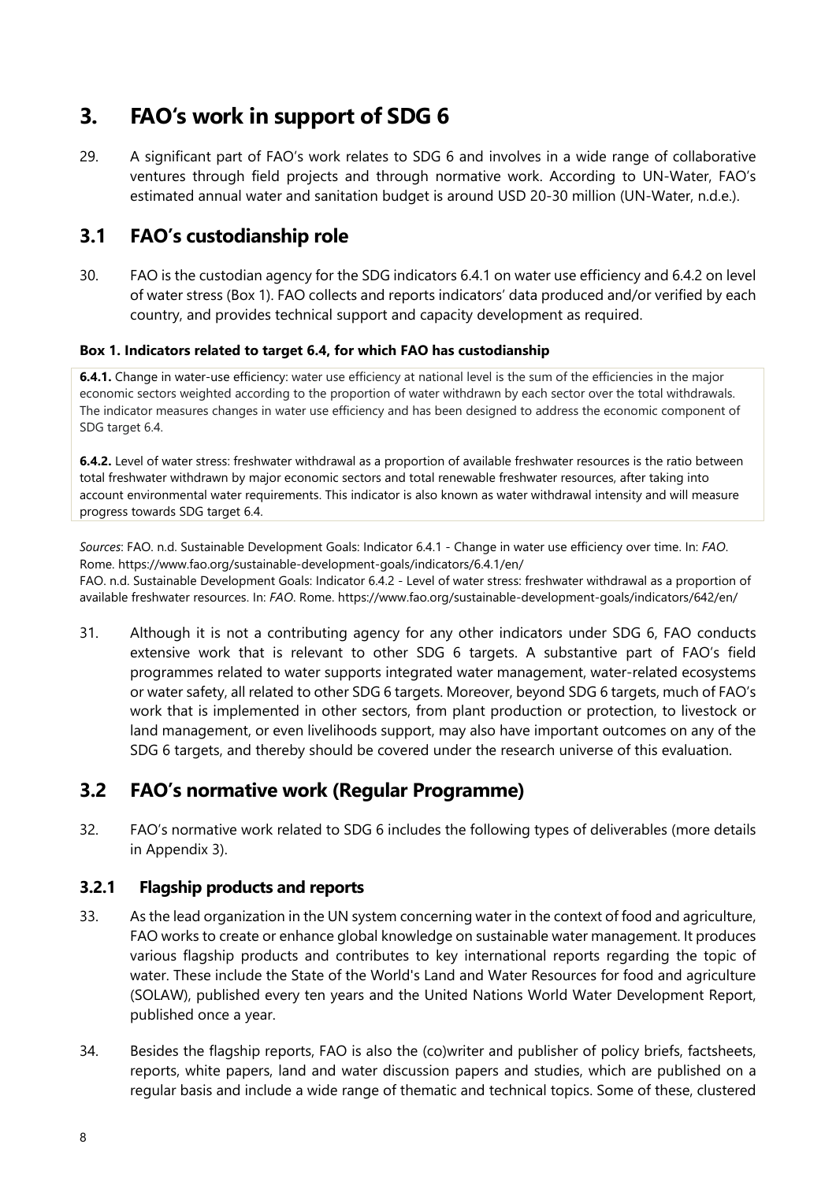# 3. FAO's work in support of SDG 6

29. A significant part of FAO's work relates to SDG 6 and involves in a wide range of collaborative ventures through field projects and through normative work. According to UN-Water, FAO's estimated annual water and sanitation budget is around USD 20-30 million (UN-Water, n.d.e.).

## 3.1 FAO's custodianship role

30. FAO is the custodian agency for the SDG indicators 6.4.1 on water use efficiency and 6.4.2 on level of water stress (Box 1). FAO collects and reports indicators' data produced and/or verified by each country, and provides technical support and capacity development as required.

**Box 1. Indicators related to target 6.4, for which FAO has custodianship**

**6.4.1.** Change in water-use efficiency: water use efficiency at national level is the sum of the efficiencies in the major economic sectors weighted according to the proportion of water withdrawn by each sector over the total withdrawals. The indicator measures changes in water use efficiency and has been designed to address the economic component of SDG target 6.4.

**6.4.2.** Level of water stress: freshwater withdrawal as a proportion of available freshwater resources is the ratio between total freshwater withdrawn by major economic sectors and total renewable freshwater resources, after taking into account environmental water requirements. This indicator is also known as water withdrawal intensity and will measure progress towards SDG target 6.4.

*Sources*: FAO. n.d. Sustainable Development Goals: Indicator 6.4.1 - Change in water use efficiency over time. In: *FAO*. Rome. https://www.fao.org/sustainable-development-goals/indicators/6.4.1/en/
FAO. n.d. Sustainable Development Goals: Indicator 6.4.2 - Level of water stress: freshwater withdrawal as a proportion of available freshwater resources. In: *FAO*. Rome. https://www.fao.org/sustainable-development-goals/indicators/642/en/

31. Although it is not a contributing agency for any other indicators under SDG 6, FAO conducts extensive work that is relevant to other SDG 6 targets. A substantive part of FAO's field programmes related to water supports integrated water management, water-related ecosystems or water safety, all related to other SDG 6 targets. Moreover, beyond SDG 6 targets, much of FAO's work that is implemented in other sectors, from plant production or protection, to livestock or land management, or even livelihoods support, may also have important outcomes on any of the SDG 6 targets, and thereby should be covered under the research universe of this evaluation.

## 3.2 FAO's normative work (Regular Programme)

32. FAO's normative work related to SDG 6 includes the following types of deliverables (more details in Appendix 3).

### 3.2.1 Flagship products and reports

33. As the lead organization in the UN system concerning water in the context of food and agriculture, FAO works to create or enhance global knowledge on sustainable water management. It produces various flagship products and contributes to key international reports regarding the topic of water. These include the State of the World's Land and Water Resources for food and agriculture (SOLAW), published every ten years and the United Nations World Water Development Report, published once a year.

34. Besides the flagship reports, FAO is also the (co)writer and publisher of policy briefs, factsheets, reports, white papers, land and water discussion papers and studies, which are published on a regular basis and include a wide range of thematic and technical topics. Some of these, clustered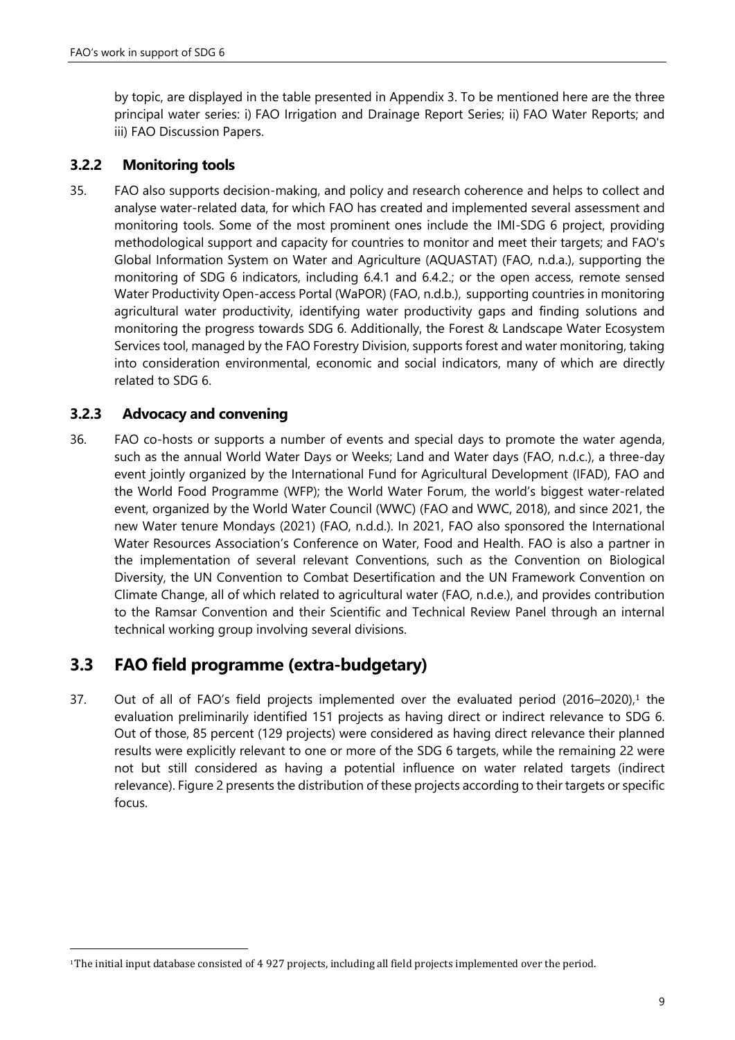by topic, are displayed in the table presented in Appendix 3. To be mentioned here are the three principal water series: i) FAO Irrigation and Drainage Report Series; ii) FAO Water Reports; and iii) FAO Discussion Papers.

### 3.2.2 Monitoring tools

35. FAO also supports decision-making, and policy and research coherence and helps to collect and analyse water-related data, for which FAO has created and implemented several assessment and monitoring tools. Some of the most prominent ones include the IMI-SDG 6 project, providing methodological support and capacity for countries to monitor and meet their targets; and FAO's Global Information System on Water and Agriculture (AQUASTAT) (FAO, n.d.a.), supporting the monitoring of SDG 6 indicators, including 6.4.1 and 6.4.2.; or the open access, remote sensed Water Productivity Open-access Portal (WaPOR) (FAO, n.d.b.), supporting countries in monitoring agricultural water productivity, identifying water productivity gaps and finding solutions and monitoring the progress towards SDG 6. Additionally, the Forest & Landscape Water Ecosystem Services tool, managed by the FAO Forestry Division, supports forest and water monitoring, taking into consideration environmental, economic and social indicators, many of which are directly related to SDG 6.

### 3.2.3 Advocacy and convening

36. FAO co-hosts or supports a number of events and special days to promote the water agenda, such as the annual World Water Days or Weeks; Land and Water days (FAO, n.d.c.), a three-day event jointly organized by the International Fund for Agricultural Development (IFAD), FAO and the World Food Programme (WFP); the World Water Forum, the world's biggest water-related event, organized by the World Water Council (WWC) (FAO and WWC, 2018), and since 2021, the new Water tenure Mondays (2021) (FAO, n.d.d.). In 2021, FAO also sponsored the International Water Resources Association's Conference on Water, Food and Health. FAO is also a partner in the implementation of several relevant Conventions, such as the Convention on Biological Diversity, the UN Convention to Combat Desertification and the UN Framework Convention on Climate Change, all of which related to agricultural water (FAO, n.d.e.), and provides contribution to the Ramsar Convention and their Scientific and Technical Review Panel through an internal technical working group involving several divisions.

## 3.3 FAO field programme (extra-budgetary)

37. Out of all of FAO's field projects implemented over the evaluated period (2016–2020),[1] the evaluation preliminarily identified 151 projects as having direct or indirect relevance to SDG 6. Out of those, 85 percent (129 projects) were considered as having direct relevance their planned results were explicitly relevant to one or more of the SDG 6 targets, while the remaining 22 were not but still considered as having a potential influence on water related targets (indirect relevance). Figure 2 presents the distribution of these projects according to their targets or specific focus.

[1] The initial input database consisted of 4 927 projects, including all field projects implemented over the period.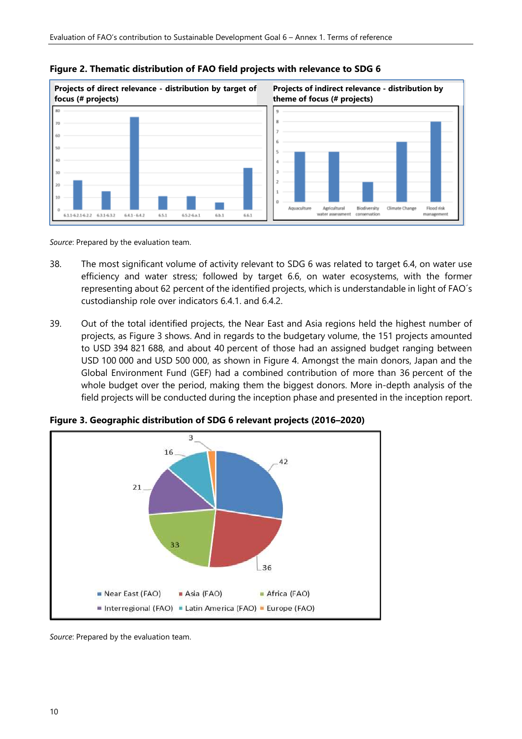**Figure 2. Thematic distribution of FAO field projects with relevance to SDG 6**

| Projects of direct relevance - distribution by target of focus (# projects) | Projects of indirect relevance - distribution by theme of focus (# projects) |
|---|---|

*Source*: Prepared by the evaluation team.

38. The most significant volume of activity relevant to SDG 6 was related to target 6.4, on water use efficiency and water stress; followed by target 6.6, on water ecosystems, with the former representing about 62 percent of the identified projects, which is understandable in light of FAO´s custodianship role over indicators 6.4.1. and 6.4.2.

39. Out of the total identified projects, the Near East and Asia regions held the highest number of projects, as Figure 3 shows. And in regards to the budgetary volume, the 151 projects amounted to USD 394 821 688, and about 40 percent of those had an assigned budget ranging between USD 100 000 and USD 500 000, as shown in Figure 4. Amongst the main donors, Japan and the Global Environment Fund (GEF) had a combined contribution of more than 36 percent of the whole budget over the period, making them the biggest donors. More in-depth analysis of the field projects will be conducted during the inception phase and presented in the inception report.

**Figure 3. Geographic distribution of SDG 6 relevant projects (2016–2020)**

| Region | # projects |
|---|---|
| Near East (FAO) | 42 |
| Asia (FAO) | 36 |
| Africa (FAO) | 33 |
| Interregional (FAO) | 21 |
| Latin America (FAO) | 16 |
| Europe (FAO) | 3 |

*Source*: Prepared by the evaluation team.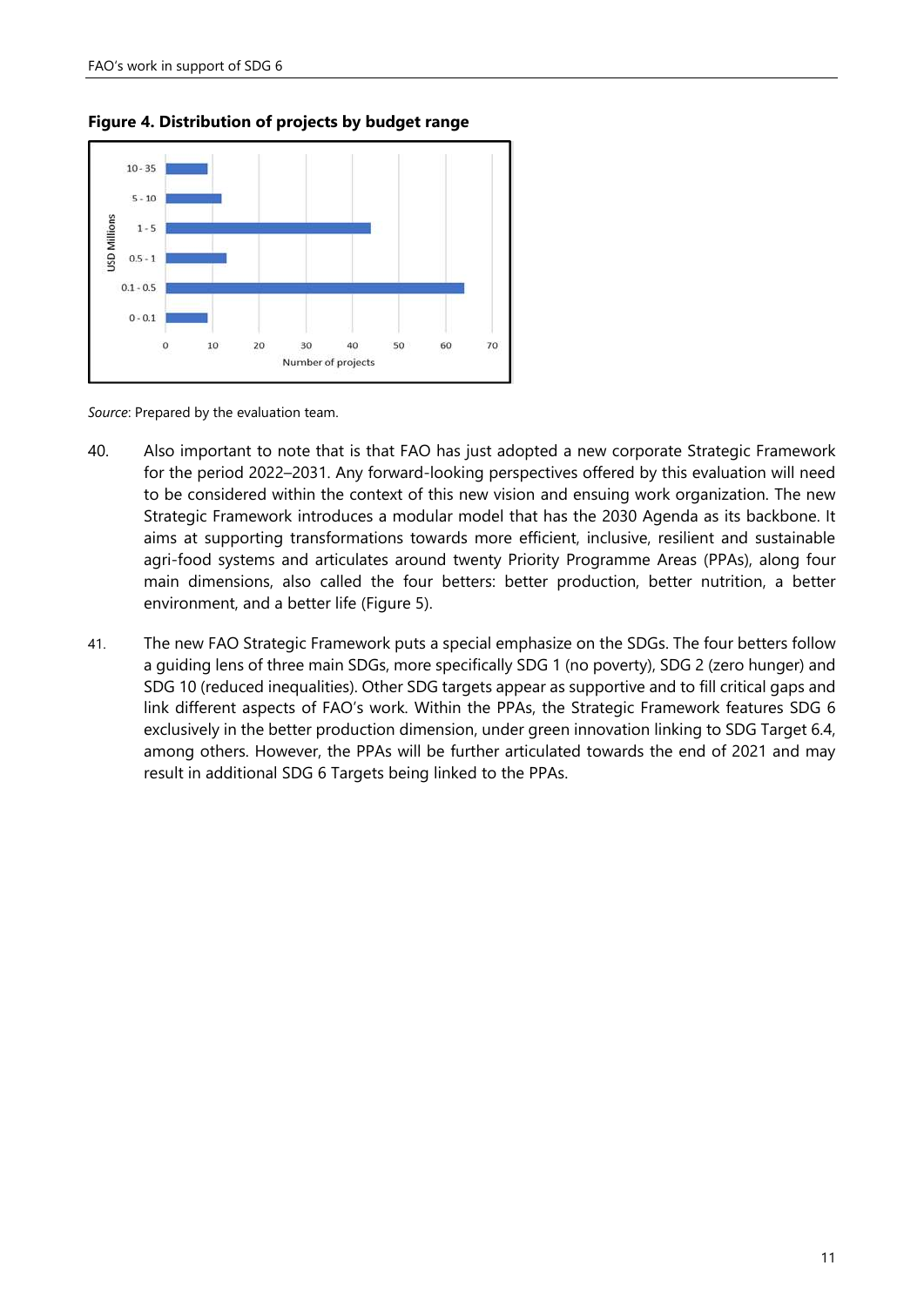**Figure 4. Distribution of projects by budget range**

*Source*: Prepared by the evaluation team.

40. Also important to note that is that FAO has just adopted a new corporate Strategic Framework for the period 2022–2031. Any forward-looking perspectives offered by this evaluation will need to be considered within the context of this new vision and ensuing work organization. The new Strategic Framework introduces a modular model that has the 2030 Agenda as its backbone. It aims at supporting transformations towards more efficient, inclusive, resilient and sustainable agri-food systems and articulates around twenty Priority Programme Areas (PPAs), along four main dimensions, also called the four betters: better production, better nutrition, a better environment, and a better life (Figure 5).

41. The new FAO Strategic Framework puts a special emphasize on the SDGs. The four betters follow a guiding lens of three main SDGs, more specifically SDG 1 (no poverty), SDG 2 (zero hunger) and SDG 10 (reduced inequalities). Other SDG targets appear as supportive and to fill critical gaps and link different aspects of FAO's work. Within the PPAs, the Strategic Framework features SDG 6 exclusively in the better production dimension, under green innovation linking to SDG Target 6.4, among others. However, the PPAs will be further articulated towards the end of 2021 and may result in additional SDG 6 Targets being linked to the PPAs.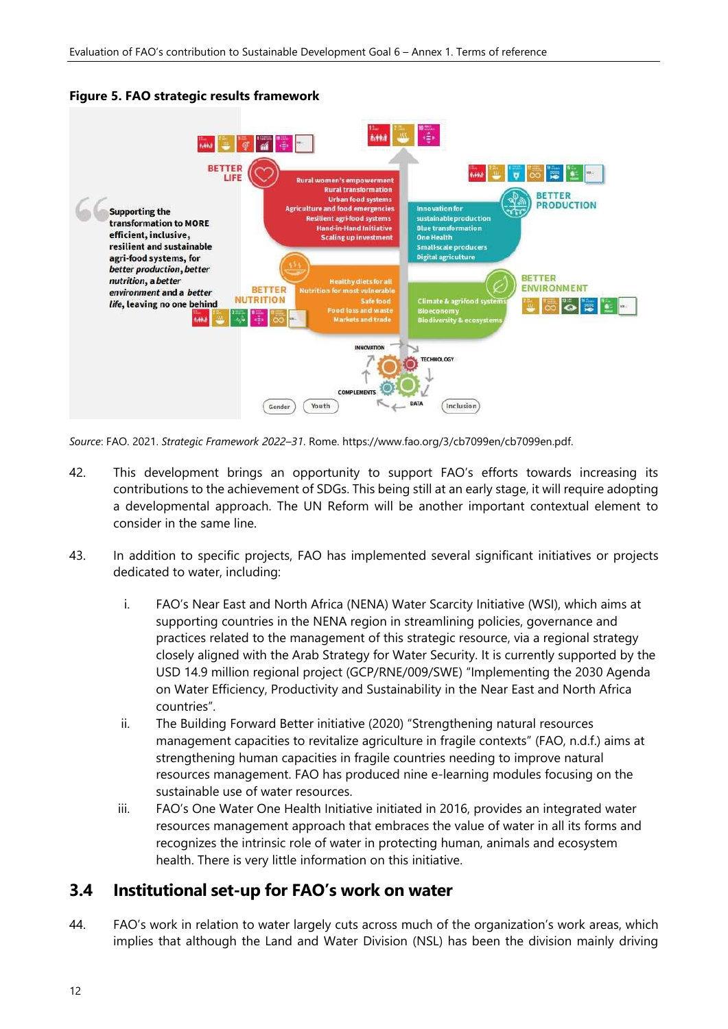**Figure 5. FAO strategic results framework**

*Source*: FAO. 2021. *Strategic Framework 2022–31*. Rome. https://www.fao.org/3/cb7099en/cb7099en.pdf.

42. This development brings an opportunity to support FAO's efforts towards increasing its contributions to the achievement of SDGs. This being still at an early stage, it will require adopting a developmental approach. The UN Reform will be another important contextual element to consider in the same line.

43. In addition to specific projects, FAO has implemented several significant initiatives or projects dedicated to water, including:

    i. FAO's Near East and North Africa (NENA) Water Scarcity Initiative (WSI), which aims at supporting countries in the NENA region in streamlining policies, governance and practices related to the management of this strategic resource, via a regional strategy closely aligned with the Arab Strategy for Water Security. It is currently supported by the USD 14.9 million regional project (GCP/RNE/009/SWE) "Implementing the 2030 Agenda on Water Efficiency, Productivity and Sustainability in the Near East and North Africa countries".

    ii. The Building Forward Better initiative (2020) "Strengthening natural resources management capacities to revitalize agriculture in fragile contexts" (FAO, n.d.f.) aims at strengthening human capacities in fragile countries needing to improve natural resources management. FAO has produced nine e-learning modules focusing on the sustainable use of water resources.

    iii. FAO's One Water One Health Initiative initiated in 2016, provides an integrated water resources management approach that embraces the value of water in all its forms and recognizes the intrinsic role of water in protecting human, animals and ecosystem health. There is very little information on this initiative.

## 3.4 Institutional set-up for FAO's work on water

44. FAO's work in relation to water largely cuts across much of the organization's work areas, which implies that although the Land and Water Division (NSL) has been the division mainly driving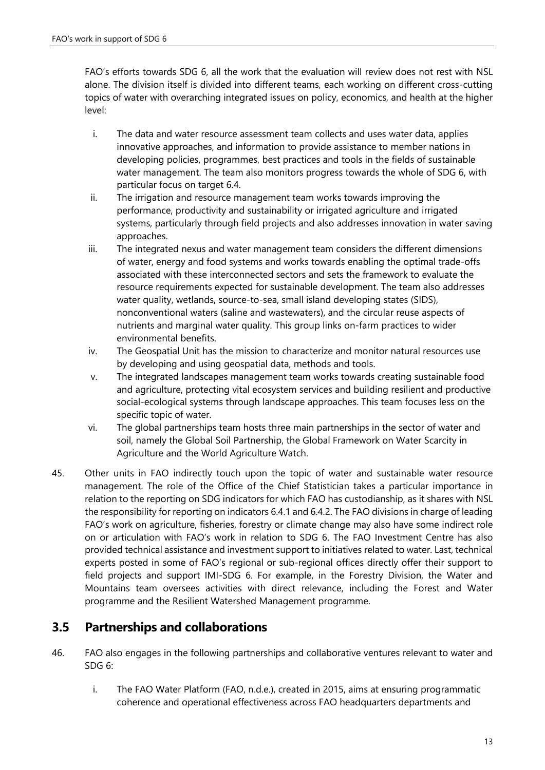FAO's efforts towards SDG 6, all the work that the evaluation will review does not rest with NSL alone. The division itself is divided into different teams, each working on different cross-cutting topics of water with overarching integrated issues on policy, economics, and health at the higher level:

i. The data and water resource assessment team collects and uses water data, applies innovative approaches, and information to provide assistance to member nations in developing policies, programmes, best practices and tools in the fields of sustainable water management. The team also monitors progress towards the whole of SDG 6, with particular focus on target 6.4.
ii. The irrigation and resource management team works towards improving the performance, productivity and sustainability or irrigated agriculture and irrigated systems, particularly through field projects and also addresses innovation in water saving approaches.
iii. The integrated nexus and water management team considers the different dimensions of water, energy and food systems and works towards enabling the optimal trade-offs associated with these interconnected sectors and sets the framework to evaluate the resource requirements expected for sustainable development. The team also addresses water quality, wetlands, source-to-sea, small island developing states (SIDS), nonconventional waters (saline and wastewaters), and the circular reuse aspects of nutrients and marginal water quality. This group links on-farm practices to wider environmental benefits.
iv. The Geospatial Unit has the mission to characterize and monitor natural resources use by developing and using geospatial data, methods and tools.
v. The integrated landscapes management team works towards creating sustainable food and agriculture, protecting vital ecosystem services and building resilient and productive social-ecological systems through landscape approaches. This team focuses less on the specific topic of water.
vi. The global partnerships team hosts three main partnerships in the sector of water and soil, namely the Global Soil Partnership, the Global Framework on Water Scarcity in Agriculture and the World Agriculture Watch.

45. Other units in FAO indirectly touch upon the topic of water and sustainable water resource management. The role of the Office of the Chief Statistician takes a particular importance in relation to the reporting on SDG indicators for which FAO has custodianship, as it shares with NSL the responsibility for reporting on indicators 6.4.1 and 6.4.2. The FAO divisions in charge of leading FAO's work on agriculture, fisheries, forestry or climate change may also have some indirect role on or articulation with FAO's work in relation to SDG 6. The FAO Investment Centre has also provided technical assistance and investment support to initiatives related to water. Last, technical experts posted in some of FAO's regional or sub-regional offices directly offer their support to field projects and support IMI-SDG 6. For example, in the Forestry Division, the Water and Mountains team oversees activities with direct relevance, including the Forest and Water programme and the Resilient Watershed Management programme.

## 3.5 Partnerships and collaborations

46. FAO also engages in the following partnerships and collaborative ventures relevant to water and SDG 6:

i. The FAO Water Platform (FAO, n.d.e.), created in 2015, aims at ensuring programmatic coherence and operational effectiveness across FAO headquarters departments and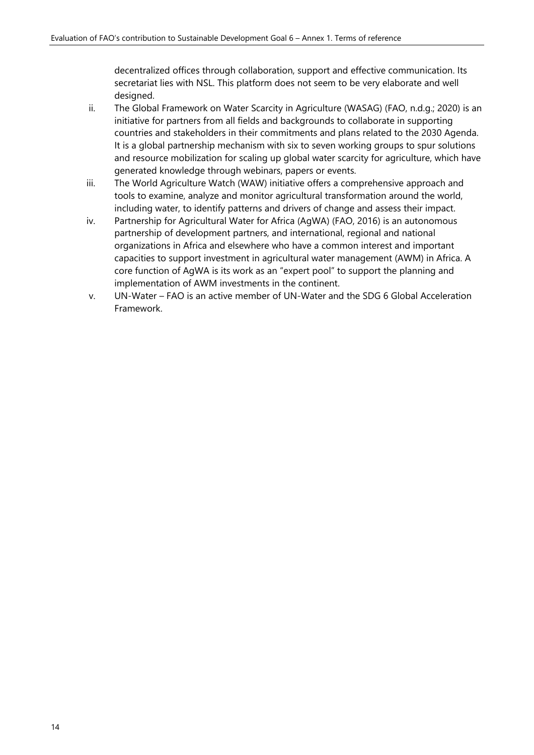decentralized offices through collaboration, support and effective communication. Its secretariat lies with NSL. This platform does not seem to be very elaborate and well designed.

ii. The Global Framework on Water Scarcity in Agriculture (WASAG) (FAO, n.d.g.; 2020) is an initiative for partners from all fields and backgrounds to collaborate in supporting countries and stakeholders in their commitments and plans related to the 2030 Agenda. It is a global partnership mechanism with six to seven working groups to spur solutions and resource mobilization for scaling up global water scarcity for agriculture, which have generated knowledge through webinars, papers or events.

iii. The World Agriculture Watch (WAW) initiative offers a comprehensive approach and tools to examine, analyze and monitor agricultural transformation around the world, including water, to identify patterns and drivers of change and assess their impact.

iv. Partnership for Agricultural Water for Africa (AgWA) (FAO, 2016) is an autonomous partnership of development partners, and international, regional and national organizations in Africa and elsewhere who have a common interest and important capacities to support investment in agricultural water management (AWM) in Africa. A core function of AgWA is its work as an "expert pool" to support the planning and implementation of AWM investments in the continent.

v. UN-Water – FAO is an active member of UN-Water and the SDG 6 Global Acceleration Framework.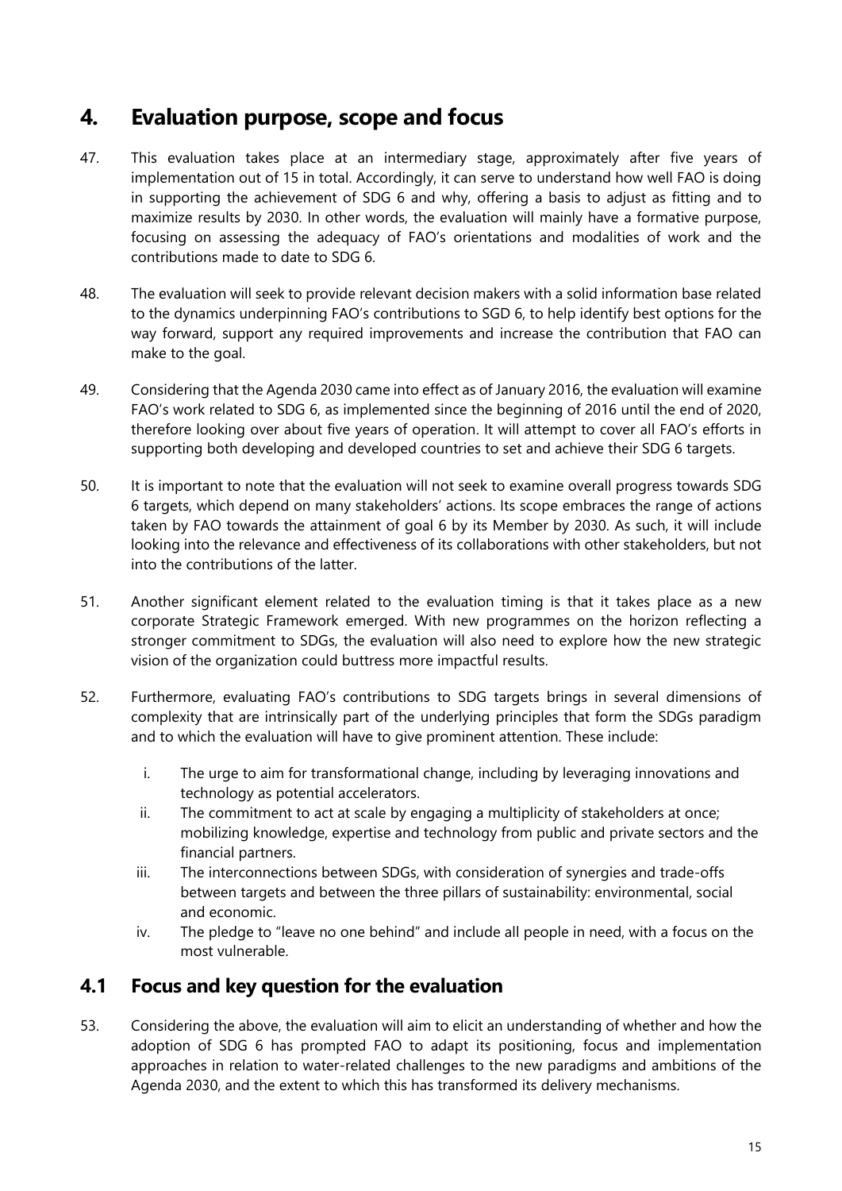# 4. Evaluation purpose, scope and focus

47. This evaluation takes place at an intermediary stage, approximately after five years of implementation out of 15 in total. Accordingly, it can serve to understand how well FAO is doing in supporting the achievement of SDG 6 and why, offering a basis to adjust as fitting and to maximize results by 2030. In other words, the evaluation will mainly have a formative purpose, focusing on assessing the adequacy of FAO's orientations and modalities of work and the contributions made to date to SDG 6.

48. The evaluation will seek to provide relevant decision makers with a solid information base related to the dynamics underpinning FAO's contributions to SGD 6, to help identify best options for the way forward, support any required improvements and increase the contribution that FAO can make to the goal.

49. Considering that the Agenda 2030 came into effect as of January 2016, the evaluation will examine FAO's work related to SDG 6, as implemented since the beginning of 2016 until the end of 2020, therefore looking over about five years of operation. It will attempt to cover all FAO's efforts in supporting both developing and developed countries to set and achieve their SDG 6 targets.

50. It is important to note that the evaluation will not seek to examine overall progress towards SDG 6 targets, which depend on many stakeholders' actions. Its scope embraces the range of actions taken by FAO towards the attainment of goal 6 by its Member by 2030. As such, it will include looking into the relevance and effectiveness of its collaborations with other stakeholders, but not into the contributions of the latter.

51. Another significant element related to the evaluation timing is that it takes place as a new corporate Strategic Framework emerged. With new programmes on the horizon reflecting a stronger commitment to SDGs, the evaluation will also need to explore how the new strategic vision of the organization could buttress more impactful results.

52. Furthermore, evaluating FAO's contributions to SDG targets brings in several dimensions of complexity that are intrinsically part of the underlying principles that form the SDGs paradigm and to which the evaluation will have to give prominent attention. These include:

    i. The urge to aim for transformational change, including by leveraging innovations and technology as potential accelerators.
    ii. The commitment to act at scale by engaging a multiplicity of stakeholders at once; mobilizing knowledge, expertise and technology from public and private sectors and the financial partners.
    iii. The interconnections between SDGs, with consideration of synergies and trade-offs between targets and between the three pillars of sustainability: environmental, social and economic.
    iv. The pledge to "leave no one behind" and include all people in need, with a focus on the most vulnerable.

## 4.1 Focus and key question for the evaluation

53. Considering the above, the evaluation will aim to elicit an understanding of whether and how the adoption of SDG 6 has prompted FAO to adapt its positioning, focus and implementation approaches in relation to water-related challenges to the new paradigms and ambitions of the Agenda 2030, and the extent to which this has transformed its delivery mechanisms.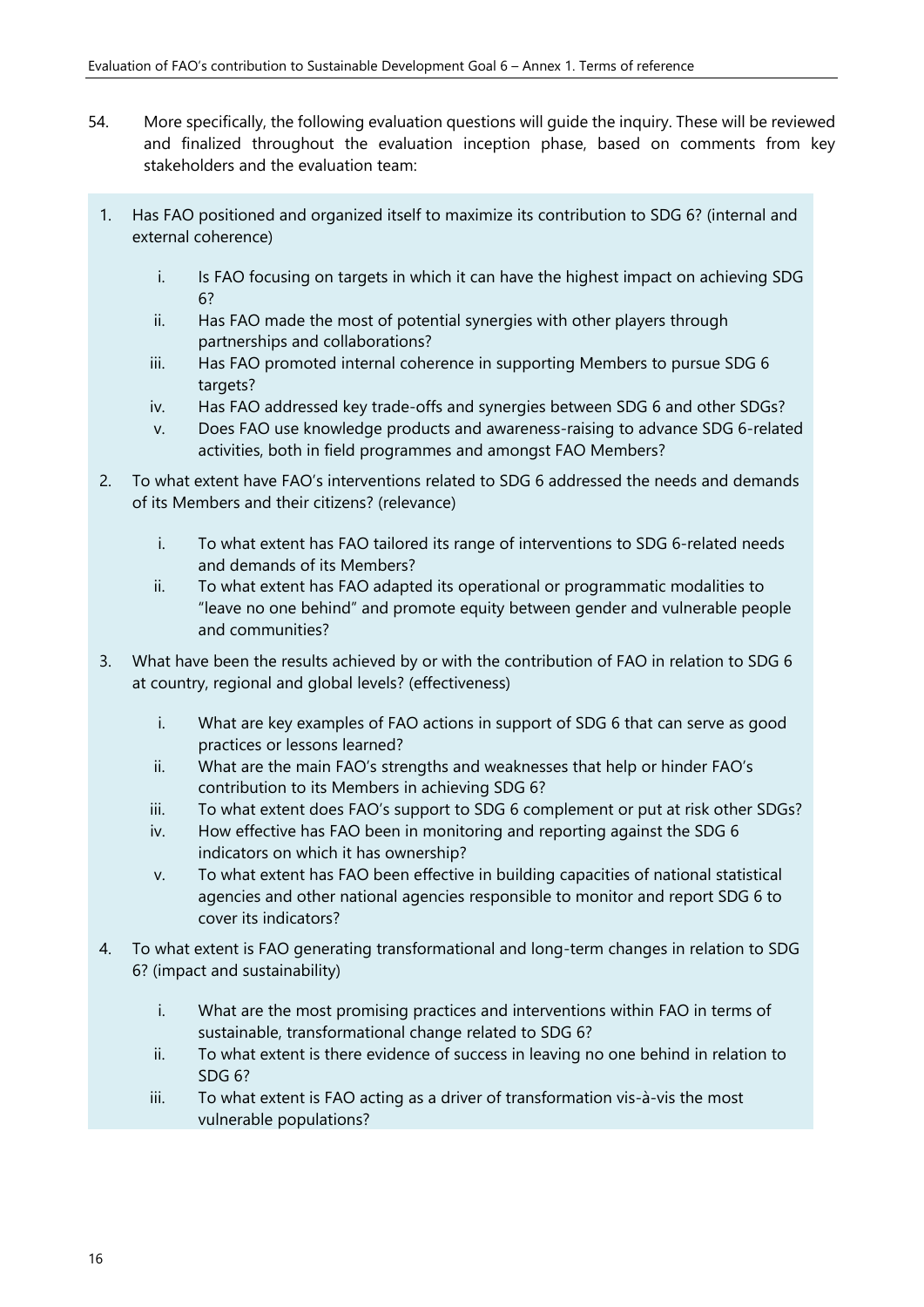54. More specifically, the following evaluation questions will guide the inquiry. These will be reviewed and finalized throughout the evaluation inception phase, based on comments from key stakeholders and the evaluation team:

1. Has FAO positioned and organized itself to maximize its contribution to SDG 6? (internal and external coherence)
   - i. Is FAO focusing on targets in which it can have the highest impact on achieving SDG 6?
   - ii. Has FAO made the most of potential synergies with other players through partnerships and collaborations?
   - iii. Has FAO promoted internal coherence in supporting Members to pursue SDG 6 targets?
   - iv. Has FAO addressed key trade-offs and synergies between SDG 6 and other SDGs?
   - v. Does FAO use knowledge products and awareness-raising to advance SDG 6-related activities, both in field programmes and amongst FAO Members?
2. To what extent have FAO's interventions related to SDG 6 addressed the needs and demands of its Members and their citizens? (relevance)
   - i. To what extent has FAO tailored its range of interventions to SDG 6-related needs and demands of its Members?
   - ii. To what extent has FAO adapted its operational or programmatic modalities to "leave no one behind" and promote equity between gender and vulnerable people and communities?
3. What have been the results achieved by or with the contribution of FAO in relation to SDG 6 at country, regional and global levels? (effectiveness)
   - i. What are key examples of FAO actions in support of SDG 6 that can serve as good practices or lessons learned?
   - ii. What are the main FAO's strengths and weaknesses that help or hinder FAO's contribution to its Members in achieving SDG 6?
   - iii. To what extent does FAO's support to SDG 6 complement or put at risk other SDGs?
   - iv. How effective has FAO been in monitoring and reporting against the SDG 6 indicators on which it has ownership?
   - v. To what extent has FAO been effective in building capacities of national statistical agencies and other national agencies responsible to monitor and report SDG 6 to cover its indicators?
4. To what extent is FAO generating transformational and long-term changes in relation to SDG 6? (impact and sustainability)
   - i. What are the most promising practices and interventions within FAO in terms of sustainable, transformational change related to SDG 6?
   - ii. To what extent is there evidence of success in leaving no one behind in relation to SDG 6?
   - iii. To what extent is FAO acting as a driver of transformation vis-à-vis the most vulnerable populations?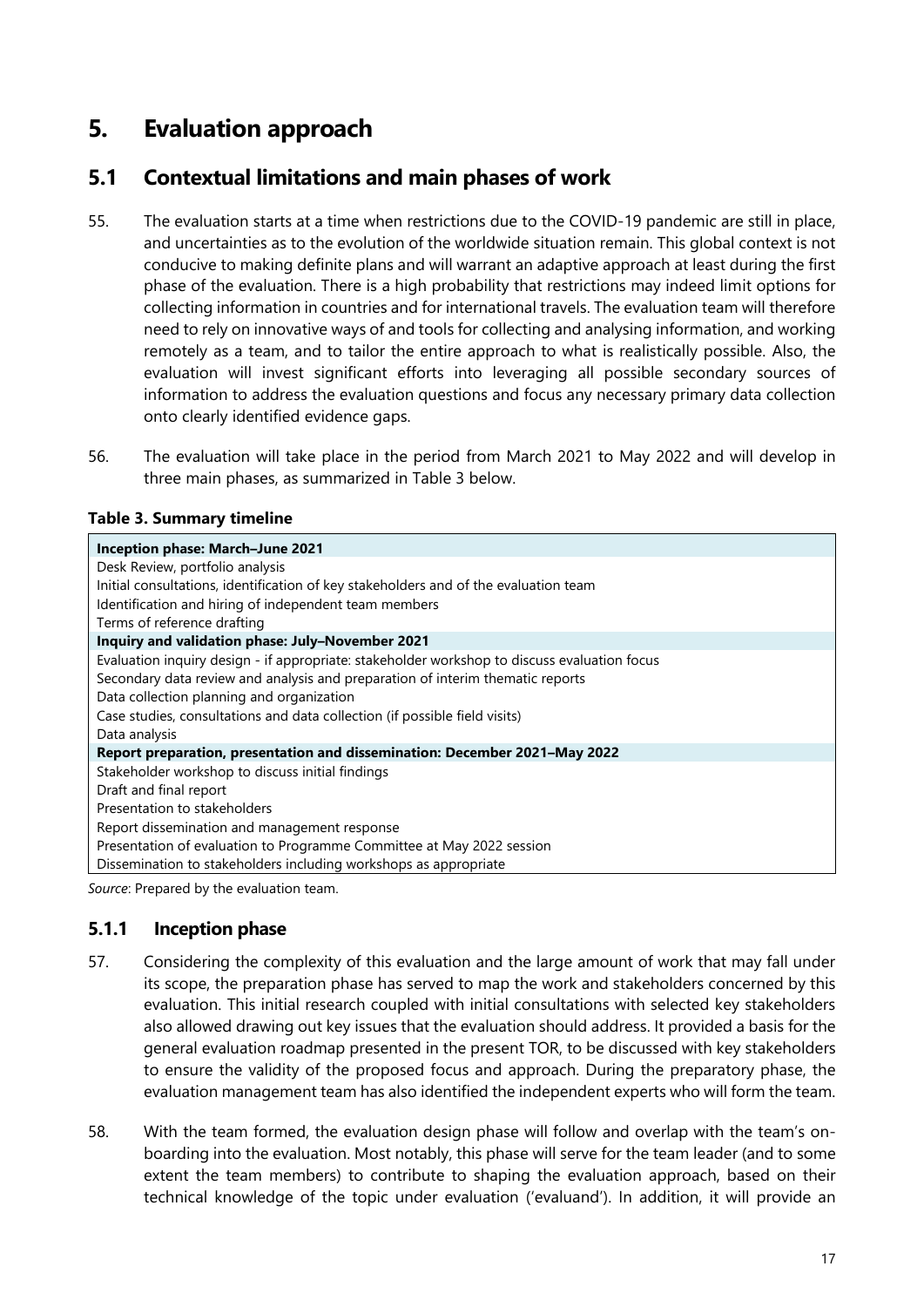# 5. Evaluation approach

## 5.1 Contextual limitations and main phases of work

55. The evaluation starts at a time when restrictions due to the COVID-19 pandemic are still in place, and uncertainties as to the evolution of the worldwide situation remain. This global context is not conducive to making definite plans and will warrant an adaptive approach at least during the first phase of the evaluation. There is a high probability that restrictions may indeed limit options for collecting information in countries and for international travels. The evaluation team will therefore need to rely on innovative ways of and tools for collecting and analysing information, and working remotely as a team, and to tailor the entire approach to what is realistically possible. Also, the evaluation will invest significant efforts into leveraging all possible secondary sources of information to address the evaluation questions and focus any necessary primary data collection onto clearly identified evidence gaps.

56. The evaluation will take place in the period from March 2021 to May 2022 and will develop in three main phases, as summarized in Table 3 below.

**Table 3. Summary timeline**

| **Inception phase: March–June 2021** |
|---|
| Desk Review, portfolio analysis |
| Initial consultations, identification of key stakeholders and of the evaluation team |
| Identification and hiring of independent team members |
| Terms of reference drafting |
| **Inquiry and validation phase: July–November 2021** |
| Evaluation inquiry design - if appropriate: stakeholder workshop to discuss evaluation focus |
| Secondary data review and analysis and preparation of interim thematic reports |
| Data collection planning and organization |
| Case studies, consultations and data collection (if possible field visits) |
| Data analysis |
| **Report preparation, presentation and dissemination: December 2021–May 2022** |
| Stakeholder workshop to discuss initial findings |
| Draft and final report |
| Presentation to stakeholders |
| Report dissemination and management response |
| Presentation of evaluation to Programme Committee at May 2022 session |
| Dissemination to stakeholders including workshops as appropriate |

*Source*: Prepared by the evaluation team.

### 5.1.1 Inception phase

57. Considering the complexity of this evaluation and the large amount of work that may fall under its scope, the preparation phase has served to map the work and stakeholders concerned by this evaluation. This initial research coupled with initial consultations with selected key stakeholders also allowed drawing out key issues that the evaluation should address. It provided a basis for the general evaluation roadmap presented in the present TOR, to be discussed with key stakeholders to ensure the validity of the proposed focus and approach. During the preparatory phase, the evaluation management team has also identified the independent experts who will form the team.

58. With the team formed, the evaluation design phase will follow and overlap with the team's on-boarding into the evaluation. Most notably, this phase will serve for the team leader (and to some extent the team members) to contribute to shaping the evaluation approach, based on their technical knowledge of the topic under evaluation ('evaluand'). In addition, it will provide an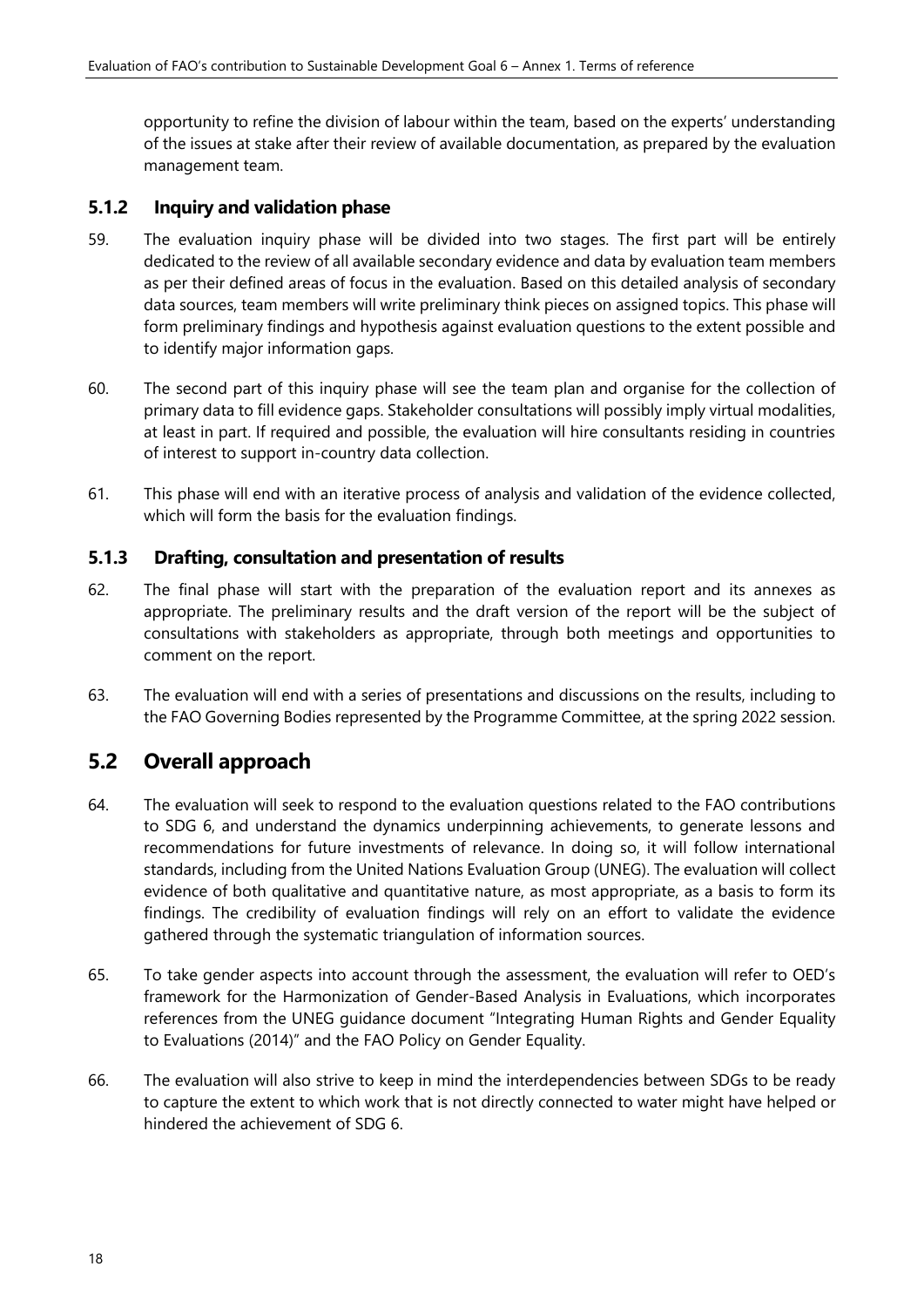opportunity to refine the division of labour within the team, based on the experts' understanding of the issues at stake after their review of available documentation, as prepared by the evaluation management team.

### 5.1.2 Inquiry and validation phase

59. The evaluation inquiry phase will be divided into two stages. The first part will be entirely dedicated to the review of all available secondary evidence and data by evaluation team members as per their defined areas of focus in the evaluation. Based on this detailed analysis of secondary data sources, team members will write preliminary think pieces on assigned topics. This phase will form preliminary findings and hypothesis against evaluation questions to the extent possible and to identify major information gaps.

60. The second part of this inquiry phase will see the team plan and organise for the collection of primary data to fill evidence gaps. Stakeholder consultations will possibly imply virtual modalities, at least in part. If required and possible, the evaluation will hire consultants residing in countries of interest to support in-country data collection.

61. This phase will end with an iterative process of analysis and validation of the evidence collected, which will form the basis for the evaluation findings.

### 5.1.3 Drafting, consultation and presentation of results

62. The final phase will start with the preparation of the evaluation report and its annexes as appropriate. The preliminary results and the draft version of the report will be the subject of consultations with stakeholders as appropriate, through both meetings and opportunities to comment on the report.

63. The evaluation will end with a series of presentations and discussions on the results, including to the FAO Governing Bodies represented by the Programme Committee, at the spring 2022 session.

## 5.2 Overall approach

64. The evaluation will seek to respond to the evaluation questions related to the FAO contributions to SDG 6, and understand the dynamics underpinning achievements, to generate lessons and recommendations for future investments of relevance. In doing so, it will follow international standards, including from the United Nations Evaluation Group (UNEG). The evaluation will collect evidence of both qualitative and quantitative nature, as most appropriate, as a basis to form its findings. The credibility of evaluation findings will rely on an effort to validate the evidence gathered through the systematic triangulation of information sources.

65. To take gender aspects into account through the assessment, the evaluation will refer to OED's framework for the Harmonization of Gender-Based Analysis in Evaluations, which incorporates references from the UNEG guidance document "Integrating Human Rights and Gender Equality to Evaluations (2014)" and the FAO Policy on Gender Equality.

66. The evaluation will also strive to keep in mind the interdependencies between SDGs to be ready to capture the extent to which work that is not directly connected to water might have helped or hindered the achievement of SDG 6.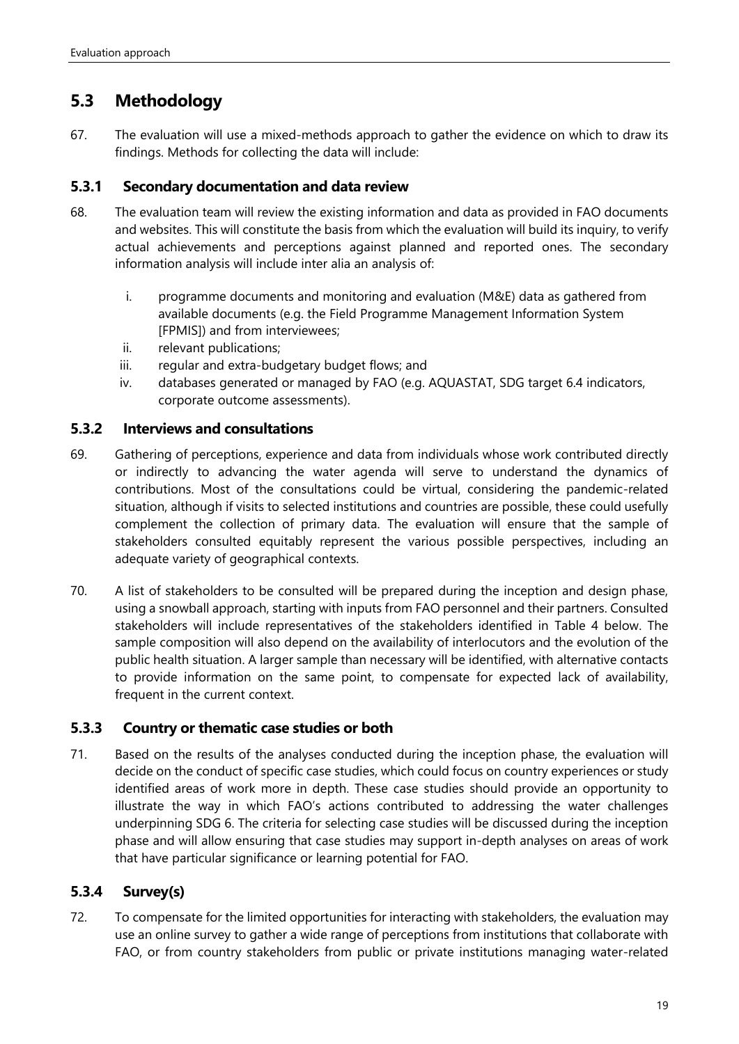## 5.3 Methodology

67. The evaluation will use a mixed-methods approach to gather the evidence on which to draw its findings. Methods for collecting the data will include:

### 5.3.1 Secondary documentation and data review

68. The evaluation team will review the existing information and data as provided in FAO documents and websites. This will constitute the basis from which the evaluation will build its inquiry, to verify actual achievements and perceptions against planned and reported ones. The secondary information analysis will include inter alia an analysis of:

   i. programme documents and monitoring and evaluation (M&E) data as gathered from available documents (e.g. the Field Programme Management Information System [FPMIS]) and from interviewees;
   ii. relevant publications;
   iii. regular and extra-budgetary budget flows; and
   iv. databases generated or managed by FAO (e.g. AQUASTAT, SDG target 6.4 indicators, corporate outcome assessments).

### 5.3.2 Interviews and consultations

69. Gathering of perceptions, experience and data from individuals whose work contributed directly or indirectly to advancing the water agenda will serve to understand the dynamics of contributions. Most of the consultations could be virtual, considering the pandemic-related situation, although if visits to selected institutions and countries are possible, these could usefully complement the collection of primary data. The evaluation will ensure that the sample of stakeholders consulted equitably represent the various possible perspectives, including an adequate variety of geographical contexts.

70. A list of stakeholders to be consulted will be prepared during the inception and design phase, using a snowball approach, starting with inputs from FAO personnel and their partners. Consulted stakeholders will include representatives of the stakeholders identified in Table 4 below. The sample composition will also depend on the availability of interlocutors and the evolution of the public health situation. A larger sample than necessary will be identified, with alternative contacts to provide information on the same point, to compensate for expected lack of availability, frequent in the current context.

### 5.3.3 Country or thematic case studies or both

71. Based on the results of the analyses conducted during the inception phase, the evaluation will decide on the conduct of specific case studies, which could focus on country experiences or study identified areas of work more in depth. These case studies should provide an opportunity to illustrate the way in which FAO's actions contributed to addressing the water challenges underpinning SDG 6. The criteria for selecting case studies will be discussed during the inception phase and will allow ensuring that case studies may support in-depth analyses on areas of work that have particular significance or learning potential for FAO.

### 5.3.4 Survey(s)

72. To compensate for the limited opportunities for interacting with stakeholders, the evaluation may use an online survey to gather a wide range of perceptions from institutions that collaborate with FAO, or from country stakeholders from public or private institutions managing water-related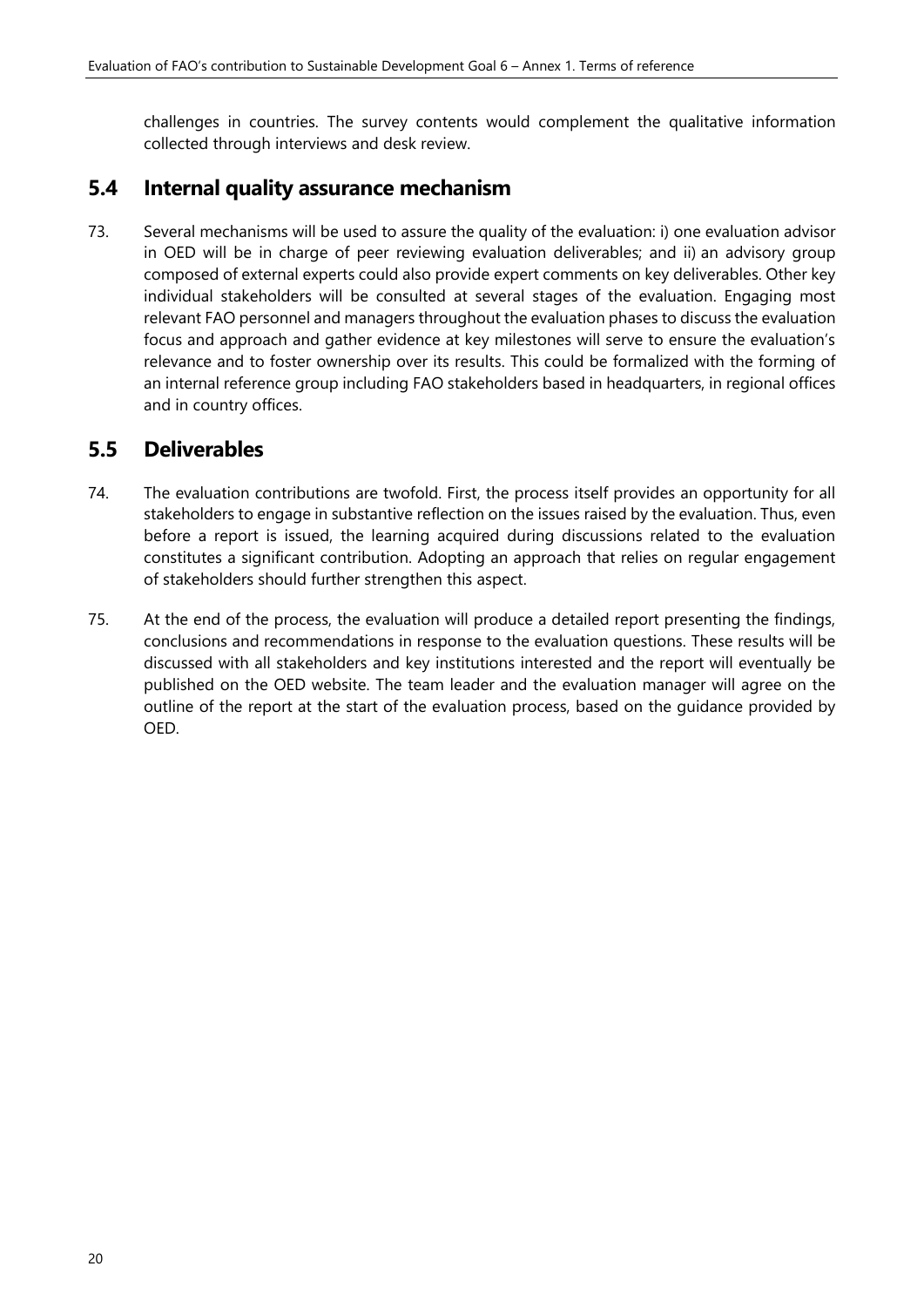challenges in countries. The survey contents would complement the qualitative information collected through interviews and desk review.

## 5.4 Internal quality assurance mechanism

73. Several mechanisms will be used to assure the quality of the evaluation: i) one evaluation advisor in OED will be in charge of peer reviewing evaluation deliverables; and ii) an advisory group composed of external experts could also provide expert comments on key deliverables. Other key individual stakeholders will be consulted at several stages of the evaluation. Engaging most relevant FAO personnel and managers throughout the evaluation phases to discuss the evaluation focus and approach and gather evidence at key milestones will serve to ensure the evaluation's relevance and to foster ownership over its results. This could be formalized with the forming of an internal reference group including FAO stakeholders based in headquarters, in regional offices and in country offices.

## 5.5 Deliverables

74. The evaluation contributions are twofold. First, the process itself provides an opportunity for all stakeholders to engage in substantive reflection on the issues raised by the evaluation. Thus, even before a report is issued, the learning acquired during discussions related to the evaluation constitutes a significant contribution. Adopting an approach that relies on regular engagement of stakeholders should further strengthen this aspect.

75. At the end of the process, the evaluation will produce a detailed report presenting the findings, conclusions and recommendations in response to the evaluation questions. These results will be discussed with all stakeholders and key institutions interested and the report will eventually be published on the OED website. The team leader and the evaluation manager will agree on the outline of the report at the start of the evaluation process, based on the guidance provided by OED.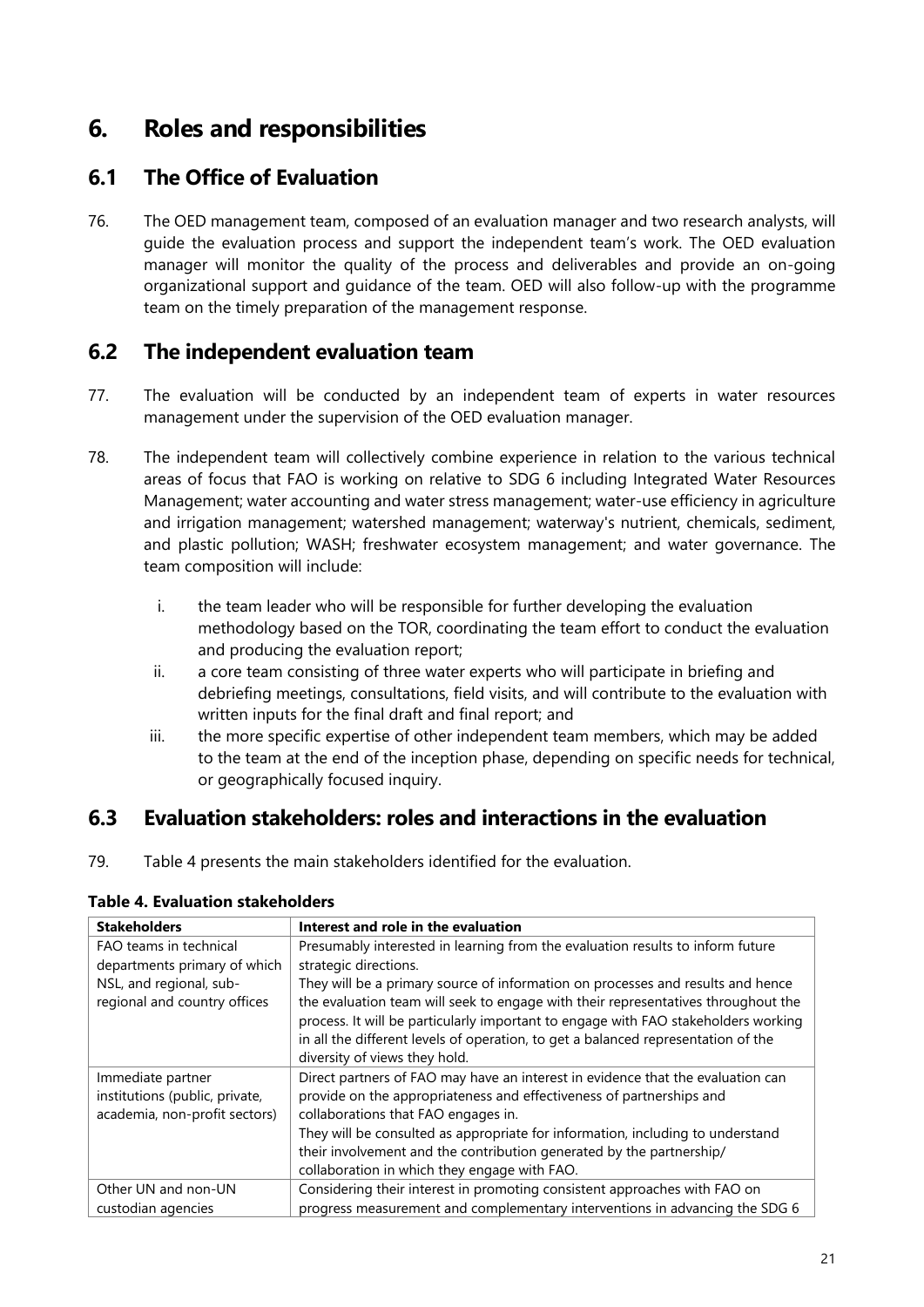# 6. Roles and responsibilities

## 6.1 The Office of Evaluation

76. The OED management team, composed of an evaluation manager and two research analysts, will guide the evaluation process and support the independent team's work. The OED evaluation manager will monitor the quality of the process and deliverables and provide an on-going organizational support and guidance of the team. OED will also follow-up with the programme team on the timely preparation of the management response.

## 6.2 The independent evaluation team

77. The evaluation will be conducted by an independent team of experts in water resources management under the supervision of the OED evaluation manager.

78. The independent team will collectively combine experience in relation to the various technical areas of focus that FAO is working on relative to SDG 6 including Integrated Water Resources Management; water accounting and water stress management; water-use efficiency in agriculture and irrigation management; watershed management; waterway's nutrient, chemicals, sediment, and plastic pollution; WASH; freshwater ecosystem management; and water governance. The team composition will include:

    i. the team leader who will be responsible for further developing the evaluation methodology based on the TOR, coordinating the team effort to conduct the evaluation and producing the evaluation report;
    ii. a core team consisting of three water experts who will participate in briefing and debriefing meetings, consultations, field visits, and will contribute to the evaluation with written inputs for the final draft and final report; and
    iii. the more specific expertise of other independent team members, which may be added to the team at the end of the inception phase, depending on specific needs for technical, or geographically focused inquiry.

## 6.3 Evaluation stakeholders: roles and interactions in the evaluation

79. Table 4 presents the main stakeholders identified for the evaluation.

**Table 4. Evaluation stakeholders**

| Stakeholders | Interest and role in the evaluation |
|---|---|
| FAO teams in technical departments primary of which NSL, and regional, sub-regional and country offices | Presumably interested in learning from the evaluation results to inform future strategic directions. They will be a primary source of information on processes and results and hence the evaluation team will seek to engage with their representatives throughout the process. It will be particularly important to engage with FAO stakeholders working in all the different levels of operation, to get a balanced representation of the diversity of views they hold. |
| Immediate partner institutions (public, private, academia, non-profit sectors) | Direct partners of FAO may have an interest in evidence that the evaluation can provide on the appropriateness and effectiveness of partnerships and collaborations that FAO engages in. They will be consulted as appropriate for information, including to understand their involvement and the contribution generated by the partnership/ collaboration in which they engage with FAO. |
| Other UN and non-UN custodian agencies | Considering their interest in promoting consistent approaches with FAO on progress measurement and complementary interventions in advancing the SDG 6 |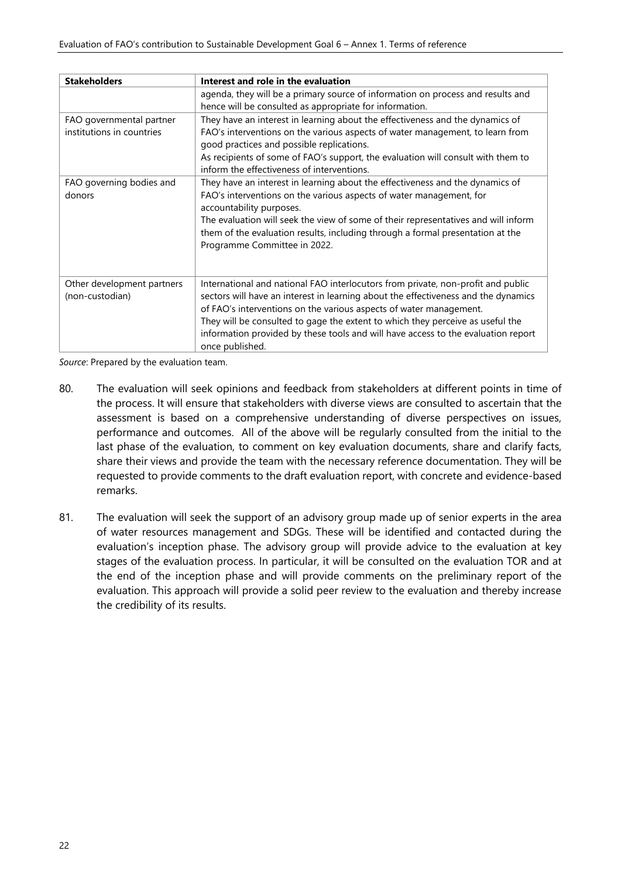| Stakeholders | Interest and role in the evaluation |
|---|---|
| | agenda, they will be a primary source of information on process and results and hence will be consulted as appropriate for information. |
| FAO governmental partner institutions in countries | They have an interest in learning about the effectiveness and the dynamics of FAO's interventions on the various aspects of water management, to learn from good practices and possible replications.<br>As recipients of some of FAO's support, the evaluation will consult with them to inform the effectiveness of interventions. |
| FAO governing bodies and donors | They have an interest in learning about the effectiveness and the dynamics of FAO's interventions on the various aspects of water management, for accountability purposes.<br>The evaluation will seek the view of some of their representatives and will inform them of the evaluation results, including through a formal presentation at the Programme Committee in 2022. |
| Other development partners (non-custodian) | International and national FAO interlocutors from private, non-profit and public sectors will have an interest in learning about the effectiveness and the dynamics of FAO's interventions on the various aspects of water management.<br>They will be consulted to gage the extent to which they perceive as useful the information provided by these tools and will have access to the evaluation report once published. |

*Source*: Prepared by the evaluation team.

80. The evaluation will seek opinions and feedback from stakeholders at different points in time of the process. It will ensure that stakeholders with diverse views are consulted to ascertain that the assessment is based on a comprehensive understanding of diverse perspectives on issues, performance and outcomes. All of the above will be regularly consulted from the initial to the last phase of the evaluation, to comment on key evaluation documents, share and clarify facts, share their views and provide the team with the necessary reference documentation. They will be requested to provide comments to the draft evaluation report, with concrete and evidence-based remarks.

81. The evaluation will seek the support of an advisory group made up of senior experts in the area of water resources management and SDGs. These will be identified and contacted during the evaluation's inception phase. The advisory group will provide advice to the evaluation at key stages of the evaluation process. In particular, it will be consulted on the evaluation TOR and at the end of the inception phase and will provide comments on the preliminary report of the evaluation. This approach will provide a solid peer review to the evaluation and thereby increase the credibility of its results.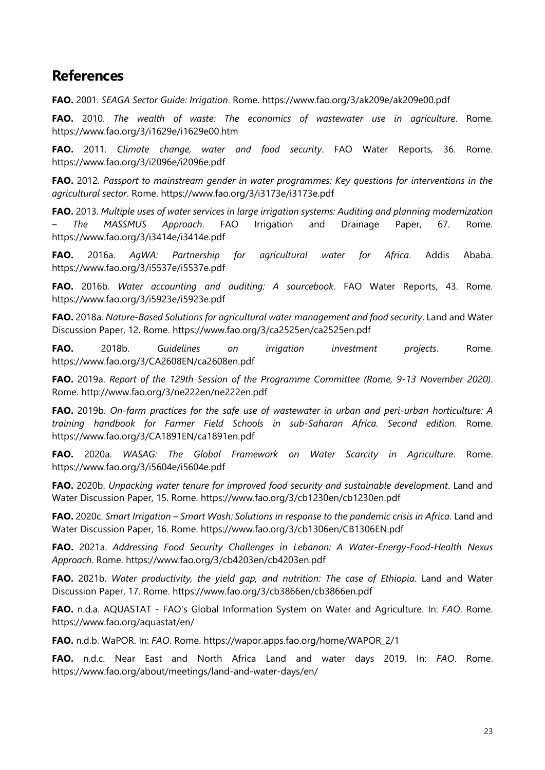## References

**FAO.** 2001. *SEAGA Sector Guide: Irrigation*. Rome. https://www.fao.org/3/ak209e/ak209e00.pdf

**FAO.** 2010. *The wealth of waste: The economics of wastewater use in agriculture*. Rome. https://www.fao.org/3/i1629e/i1629e00.htm

**FAO.** 2011. *Climate change, water and food security*. FAO Water Reports, 36. Rome. https://www.fao.org/3/i2096e/i2096e.pdf

**FAO.** 2012. *Passport to mainstream gender in water programmes: Key questions for interventions in the agricultural sector*. Rome. https://www.fao.org/3/i3173e/i3173e.pdf

**FAO.** 2013. *Multiple uses of water services in large irrigation systems: Auditing and planning modernization – The MASSMUS Approach*. FAO Irrigation and Drainage Paper, 67. Rome. https://www.fao.org/3/i3414e/i3414e.pdf

**FAO.** 2016a. *AgWA: Partnership for agricultural water for Africa*. Addis Ababa. https://www.fao.org/3/i5537e/i5537e.pdf

**FAO.** 2016b. *Water accounting and auditing: A sourcebook*. FAO Water Reports, 43. Rome. https://www.fao.org/3/i5923e/i5923e.pdf

**FAO.** 2018a. *Nature-Based Solutions for agricultural water management and food security*. Land and Water Discussion Paper, 12. Rome. https://www.fao.org/3/ca2525en/ca2525en.pdf

**FAO.** 2018b. *Guidelines on irrigation investment projects*. Rome. https://www.fao.org/3/CA2608EN/ca2608en.pdf

**FAO.** 2019a. *Report of the 129th Session of the Programme Committee (Rome, 9-13 November 2020)*. Rome. http://www.fao.org/3/ne222en/ne222en.pdf

**FAO.** 2019b. *On-farm practices for the safe use of wastewater in urban and peri-urban horticulture: A training handbook for Farmer Field Schools in sub-Saharan Africa. Second edition*. Rome. https://www.fao.org/3/CA1891EN/ca1891en.pdf

**FAO.** 2020a. *WASAG: The Global Framework on Water Scarcity in Agriculture*. Rome. https://www.fao.org/3/i5604e/i5604e.pdf

**FAO.** 2020b. *Unpacking water tenure for improved food security and sustainable development*. Land and Water Discussion Paper, 15. Rome. https://www.fao.org/3/cb1230en/cb1230en.pdf

**FAO.** 2020c. *Smart Irrigation – Smart Wash: Solutions in response to the pandemic crisis in Africa*. Land and Water Discussion Paper, 16. Rome. https://www.fao.org/3/cb1306en/CB1306EN.pdf

**FAO.** 2021a. *Addressing Food Security Challenges in Lebanon: A Water-Energy-Food-Health Nexus Approach*. Rome. https://www.fao.org/3/cb4203en/cb4203en.pdf

**FAO.** 2021b. *Water productivity, the yield gap, and nutrition: The case of Ethiopia*. Land and Water Discussion Paper, 17. Rome. https://www.fao.org/3/cb3866en/cb3866en.pdf

**FAO.** n.d.a. AQUASTAT - FAO's Global Information System on Water and Agriculture. In: *FAO*. Rome. https://www.fao.org/aquastat/en/

**FAO.** n.d.b. WaPOR. In: *FAO*. Rome. https://wapor.apps.fao.org/home/WAPOR_2/1

**FAO.** n.d.c. Near East and North Africa Land and water days 2019. In: *FAO*. Rome. https://www.fao.org/about/meetings/land-and-water-days/en/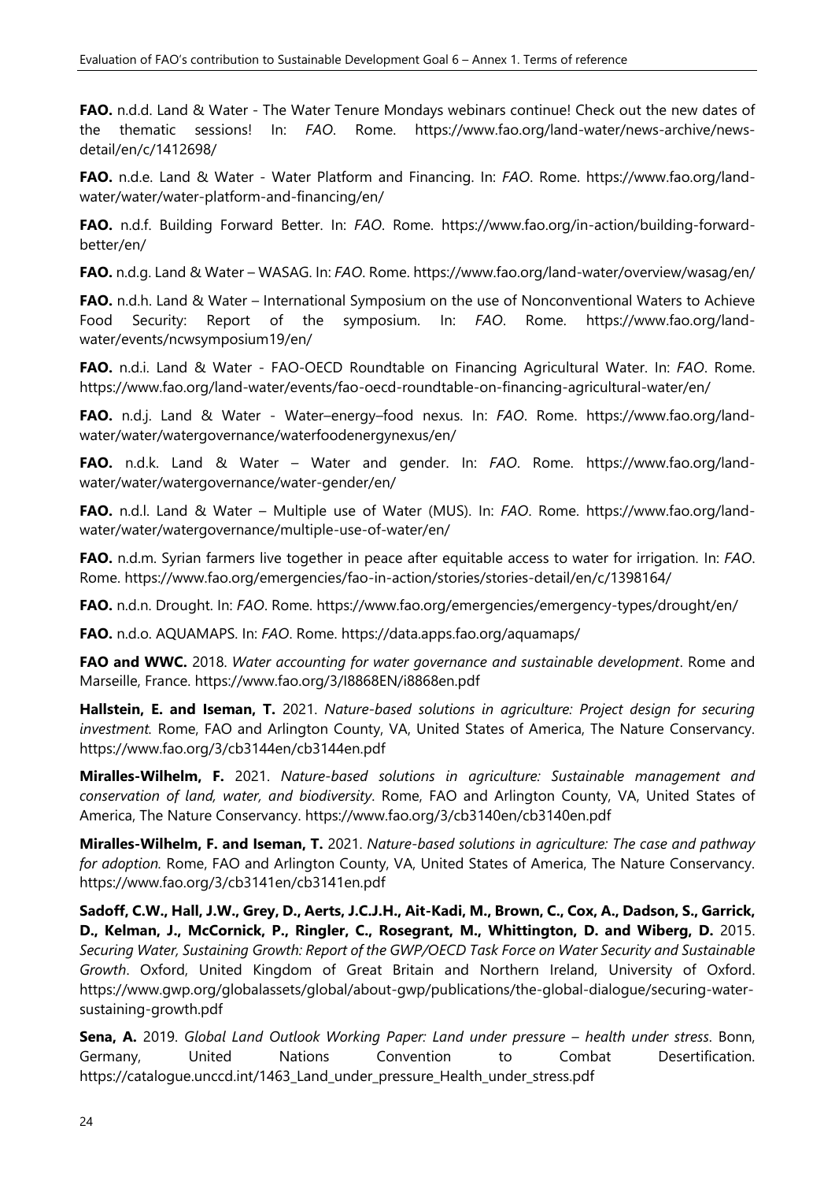**FAO.** n.d.d. Land & Water - The Water Tenure Mondays webinars continue! Check out the new dates of the thematic sessions! In: *FAO*. Rome. https://www.fao.org/land-water/news-archive/news-detail/en/c/1412698/

**FAO.** n.d.e. Land & Water - Water Platform and Financing. In: *FAO*. Rome. https://www.fao.org/land-water/water/water-platform-and-financing/en/

**FAO.** n.d.f. Building Forward Better. In: *FAO*. Rome. https://www.fao.org/in-action/building-forward-better/en/

**FAO.** n.d.g. Land & Water – WASAG. In: *FAO*. Rome. https://www.fao.org/land-water/overview/wasag/en/

**FAO.** n.d.h. Land & Water – International Symposium on the use of Nonconventional Waters to Achieve Food Security: Report of the symposium. In: *FAO*. Rome. https://www.fao.org/land-water/events/ncwsymposium19/en/

**FAO.** n.d.i. Land & Water - FAO-OECD Roundtable on Financing Agricultural Water. In: *FAO*. Rome. https://www.fao.org/land-water/events/fao-oecd-roundtable-on-financing-agricultural-water/en/

**FAO.** n.d.j. Land & Water - Water–energy–food nexus. In: *FAO*. Rome. https://www.fao.org/land-water/water/watergovernance/waterfoodenergynexus/en/

**FAO.** n.d.k. Land & Water – Water and gender. In: *FAO*. Rome. https://www.fao.org/land-water/water/watergovernance/water-gender/en/

**FAO.** n.d.l. Land & Water – Multiple use of Water (MUS). In: *FAO*. Rome. https://www.fao.org/land-water/water/watergovernance/multiple-use-of-water/en/

**FAO.** n.d.m. Syrian farmers live together in peace after equitable access to water for irrigation. In: *FAO*. Rome. https://www.fao.org/emergencies/fao-in-action/stories/stories-detail/en/c/1398164/

**FAO.** n.d.n. Drought. In: *FAO*. Rome. https://www.fao.org/emergencies/emergency-types/drought/en/

**FAO.** n.d.o. AQUAMAPS. In: *FAO*. Rome. https://data.apps.fao.org/aquamaps/

**FAO and WWC.** 2018. *Water accounting for water governance and sustainable development*. Rome and Marseille, France. https://www.fao.org/3/I8868EN/i8868en.pdf

**Hallstein, E. and Iseman, T.** 2021. *Nature-based solutions in agriculture: Project design for securing investment.* Rome, FAO and Arlington County, VA, United States of America, The Nature Conservancy. https://www.fao.org/3/cb3144en/cb3144en.pdf

**Miralles-Wilhelm, F.** 2021. *Nature-based solutions in agriculture: Sustainable management and conservation of land, water, and biodiversity*. Rome, FAO and Arlington County, VA, United States of America, The Nature Conservancy. https://www.fao.org/3/cb3140en/cb3140en.pdf

**Miralles-Wilhelm, F. and Iseman, T.** 2021. *Nature-based solutions in agriculture: The case and pathway for adoption.* Rome, FAO and Arlington County, VA, United States of America, The Nature Conservancy. https://www.fao.org/3/cb3141en/cb3141en.pdf

**Sadoff, C.W., Hall, J.W., Grey, D., Aerts, J.C.J.H., Ait-Kadi, M., Brown, C., Cox, A., Dadson, S., Garrick, D., Kelman, J., McCornick, P., Ringler, C., Rosegrant, M., Whittington, D. and Wiberg, D.** 2015. *Securing Water, Sustaining Growth: Report of the GWP/OECD Task Force on Water Security and Sustainable Growth*. Oxford, United Kingdom of Great Britain and Northern Ireland, University of Oxford. https://www.gwp.org/globalassets/global/about-gwp/publications/the-global-dialogue/securing-water-sustaining-growth.pdf

**Sena, A.** 2019. *Global Land Outlook Working Paper: Land under pressure – health under stress*. Bonn, Germany, United Nations Convention to Combat Desertification. https://catalogue.unccd.int/1463_Land_under_pressure_Health_under_stress.pdf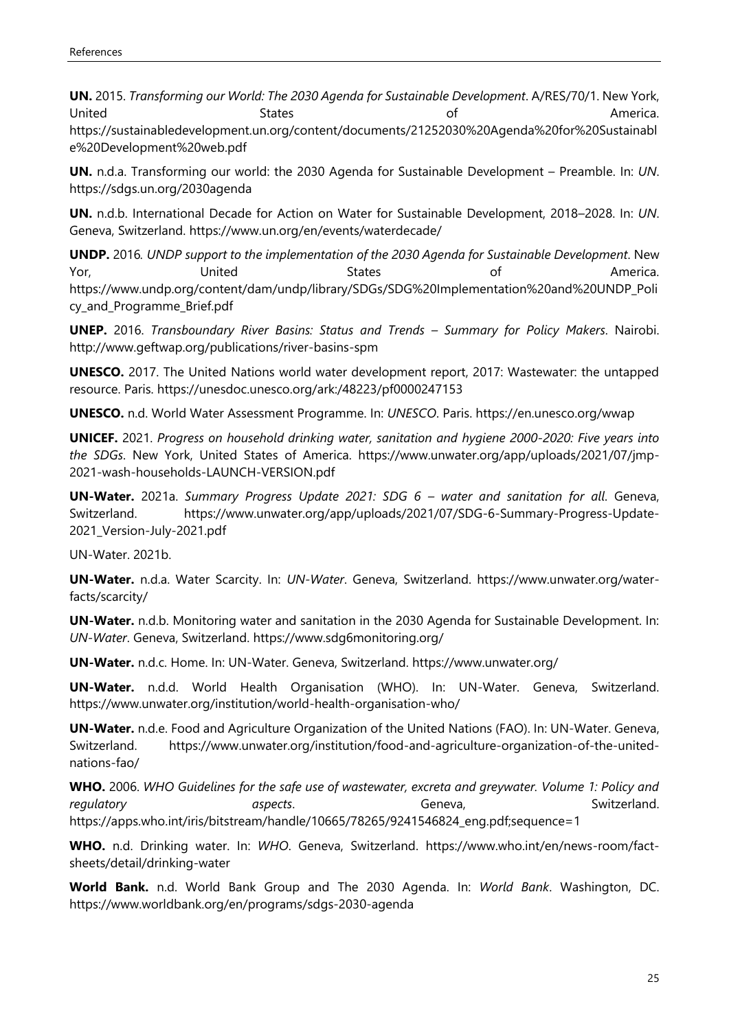**UN.** 2015. *Transforming our World: The 2030 Agenda for Sustainable Development*. A/RES/70/1. New York, United States of America. https://sustainabledevelopment.un.org/content/documents/21252030%20Agenda%20for%20Sustainable%20Development%20web.pdf

**UN.** n.d.a. Transforming our world: the 2030 Agenda for Sustainable Development – Preamble. In: *UN*. https://sdgs.un.org/2030agenda

**UN.** n.d.b. International Decade for Action on Water for Sustainable Development, 2018–2028. In: *UN*. Geneva, Switzerland. https://www.un.org/en/events/waterdecade/

**UNDP.** 2016. *UNDP support to the implementation of the 2030 Agenda for Sustainable Development*. New Yor, United States of America. https://www.undp.org/content/dam/undp/library/SDGs/SDG%20Implementation%20and%20UNDP_Policy_and_Programme_Brief.pdf

**UNEP.** 2016. *Transboundary River Basins: Status and Trends – Summary for Policy Makers*. Nairobi. http://www.geftwap.org/publications/river-basins-spm

**UNESCO.** 2017. The United Nations world water development report, 2017: Wastewater: the untapped resource. Paris. https://unesdoc.unesco.org/ark:/48223/pf0000247153

**UNESCO.** n.d. World Water Assessment Programme. In: *UNESCO*. Paris. https://en.unesco.org/wwap

**UNICEF.** 2021. *Progress on household drinking water, sanitation and hygiene 2000-2020: Five years into the SDGs*. New York, United States of America. https://www.unwater.org/app/uploads/2021/07/jmp-2021-wash-households-LAUNCH-VERSION.pdf

**UN-Water.** 2021a. *Summary Progress Update 2021: SDG 6 – water and sanitation for all*. Geneva, Switzerland. https://www.unwater.org/app/uploads/2021/07/SDG-6-Summary-Progress-Update-2021_Version-July-2021.pdf

UN-Water. 2021b.

**UN-Water.** n.d.a. Water Scarcity. In: *UN-Water*. Geneva, Switzerland. https://www.unwater.org/water-facts/scarcity/

**UN-Water.** n.d.b. Monitoring water and sanitation in the 2030 Agenda for Sustainable Development. In: *UN-Water*. Geneva, Switzerland. https://www.sdg6monitoring.org/

**UN-Water.** n.d.c. Home. In: UN-Water. Geneva, Switzerland. https://www.unwater.org/

**UN-Water.** n.d.d. World Health Organisation (WHO). In: UN-Water. Geneva, Switzerland. https://www.unwater.org/institution/world-health-organisation-who/

**UN-Water.** n.d.e. Food and Agriculture Organization of the United Nations (FAO). In: UN-Water. Geneva, Switzerland. https://www.unwater.org/institution/food-and-agriculture-organization-of-the-united-nations-fao/

**WHO.** 2006. *WHO Guidelines for the safe use of wastewater, excreta and greywater. Volume 1: Policy and regulatory aspects*. Geneva, Switzerland. https://apps.who.int/iris/bitstream/handle/10665/78265/9241546824_eng.pdf;sequence=1

**WHO.** n.d. Drinking water. In: *WHO*. Geneva, Switzerland. https://www.who.int/en/news-room/fact-sheets/detail/drinking-water

**World Bank.** n.d. World Bank Group and The 2030 Agenda. In: *World Bank*. Washington, DC. https://www.worldbank.org/en/programs/sdgs-2030-agenda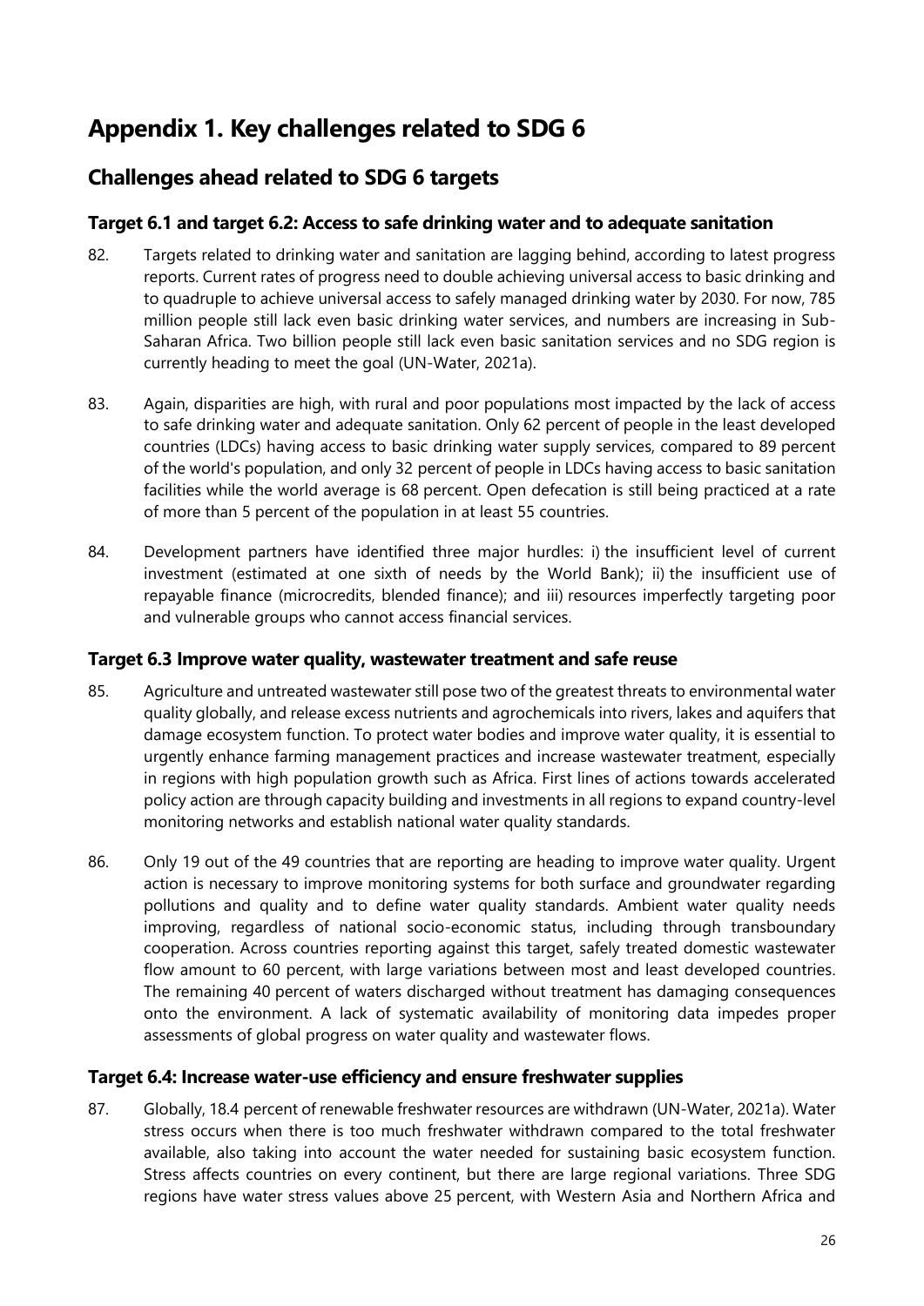# Appendix 1. Key challenges related to SDG 6

## Challenges ahead related to SDG 6 targets

### Target 6.1 and target 6.2: Access to safe drinking water and to adequate sanitation

82. Targets related to drinking water and sanitation are lagging behind, according to latest progress reports. Current rates of progress need to double achieving universal access to basic drinking and to quadruple to achieve universal access to safely managed drinking water by 2030. For now, 785 million people still lack even basic drinking water services, and numbers are increasing in Sub-Saharan Africa. Two billion people still lack even basic sanitation services and no SDG region is currently heading to meet the goal (UN-Water, 2021a).

83. Again, disparities are high, with rural and poor populations most impacted by the lack of access to safe drinking water and adequate sanitation. Only 62 percent of people in the least developed countries (LDCs) having access to basic drinking water supply services, compared to 89 percent of the world's population, and only 32 percent of people in LDCs having access to basic sanitation facilities while the world average is 68 percent. Open defecation is still being practiced at a rate of more than 5 percent of the population in at least 55 countries.

84. Development partners have identified three major hurdles: i) the insufficient level of current investment (estimated at one sixth of needs by the World Bank); ii) the insufficient use of repayable finance (microcredits, blended finance); and iii) resources imperfectly targeting poor and vulnerable groups who cannot access financial services.

### Target 6.3 Improve water quality, wastewater treatment and safe reuse

85. Agriculture and untreated wastewater still pose two of the greatest threats to environmental water quality globally, and release excess nutrients and agrochemicals into rivers, lakes and aquifers that damage ecosystem function. To protect water bodies and improve water quality, it is essential to urgently enhance farming management practices and increase wastewater treatment, especially in regions with high population growth such as Africa. First lines of actions towards accelerated policy action are through capacity building and investments in all regions to expand country-level monitoring networks and establish national water quality standards.

86. Only 19 out of the 49 countries that are reporting are heading to improve water quality. Urgent action is necessary to improve monitoring systems for both surface and groundwater regarding pollutions and quality and to define water quality standards. Ambient water quality needs improving, regardless of national socio-economic status, including through transboundary cooperation. Across countries reporting against this target, safely treated domestic wastewater flow amount to 60 percent, with large variations between most and least developed countries. The remaining 40 percent of waters discharged without treatment has damaging consequences onto the environment. A lack of systematic availability of monitoring data impedes proper assessments of global progress on water quality and wastewater flows.

### Target 6.4: Increase water-use efficiency and ensure freshwater supplies

87. Globally, 18.4 percent of renewable freshwater resources are withdrawn (UN-Water, 2021a). Water stress occurs when there is too much freshwater withdrawn compared to the total freshwater available, also taking into account the water needed for sustaining basic ecosystem function. Stress affects countries on every continent, but there are large regional variations. Three SDG regions have water stress values above 25 percent, with Western Asia and Northern Africa and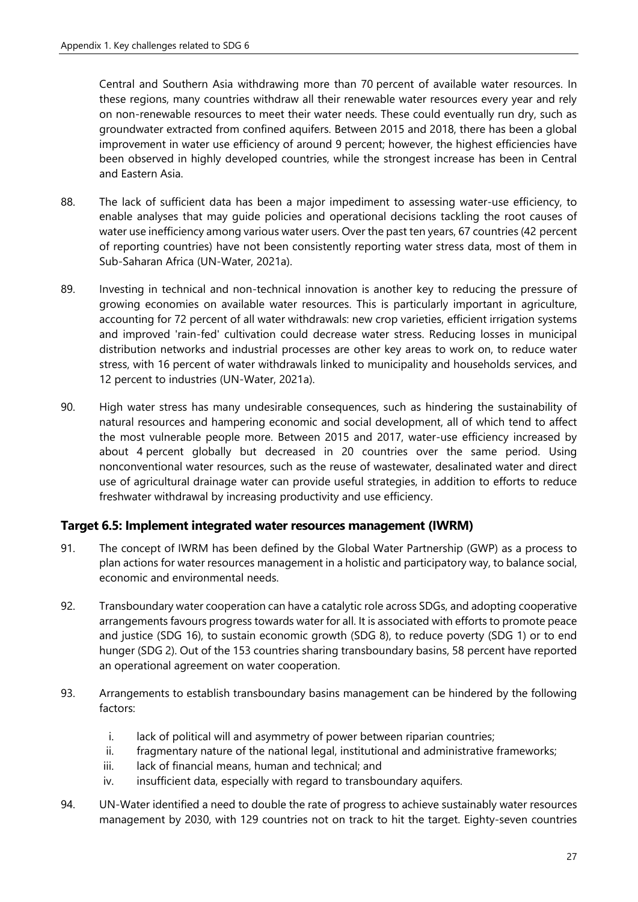Central and Southern Asia withdrawing more than 70 percent of available water resources. In these regions, many countries withdraw all their renewable water resources every year and rely on non-renewable resources to meet their water needs. These could eventually run dry, such as groundwater extracted from confined aquifers. Between 2015 and 2018, there has been a global improvement in water use efficiency of around 9 percent; however, the highest efficiencies have been observed in highly developed countries, while the strongest increase has been in Central and Eastern Asia.

88. The lack of sufficient data has been a major impediment to assessing water-use efficiency, to enable analyses that may guide policies and operational decisions tackling the root causes of water use inefficiency among various water users. Over the past ten years, 67 countries (42 percent of reporting countries) have not been consistently reporting water stress data, most of them in Sub-Saharan Africa (UN-Water, 2021a).

89. Investing in technical and non-technical innovation is another key to reducing the pressure of growing economies on available water resources. This is particularly important in agriculture, accounting for 72 percent of all water withdrawals: new crop varieties, efficient irrigation systems and improved 'rain-fed' cultivation could decrease water stress. Reducing losses in municipal distribution networks and industrial processes are other key areas to work on, to reduce water stress, with 16 percent of water withdrawals linked to municipality and households services, and 12 percent to industries (UN-Water, 2021a).

90. High water stress has many undesirable consequences, such as hindering the sustainability of natural resources and hampering economic and social development, all of which tend to affect the most vulnerable people more. Between 2015 and 2017, water-use efficiency increased by about 4 percent globally but decreased in 20 countries over the same period. Using nonconventional water resources, such as the reuse of wastewater, desalinated water and direct use of agricultural drainage water can provide useful strategies, in addition to efforts to reduce freshwater withdrawal by increasing productivity and use efficiency.

### Target 6.5: Implement integrated water resources management (IWRM)

91. The concept of IWRM has been defined by the Global Water Partnership (GWP) as a process to plan actions for water resources management in a holistic and participatory way, to balance social, economic and environmental needs.

92. Transboundary water cooperation can have a catalytic role across SDGs, and adopting cooperative arrangements favours progress towards water for all. It is associated with efforts to promote peace and justice (SDG 16), to sustain economic growth (SDG 8), to reduce poverty (SDG 1) or to end hunger (SDG 2). Out of the 153 countries sharing transboundary basins, 58 percent have reported an operational agreement on water cooperation.

93. Arrangements to establish transboundary basins management can be hindered by the following factors:

    i. lack of political will and asymmetry of power between riparian countries;
    ii. fragmentary nature of the national legal, institutional and administrative frameworks;
    iii. lack of financial means, human and technical; and
    iv. insufficient data, especially with regard to transboundary aquifers.

94. UN-Water identified a need to double the rate of progress to achieve sustainably water resources management by 2030, with 129 countries not on track to hit the target. Eighty-seven countries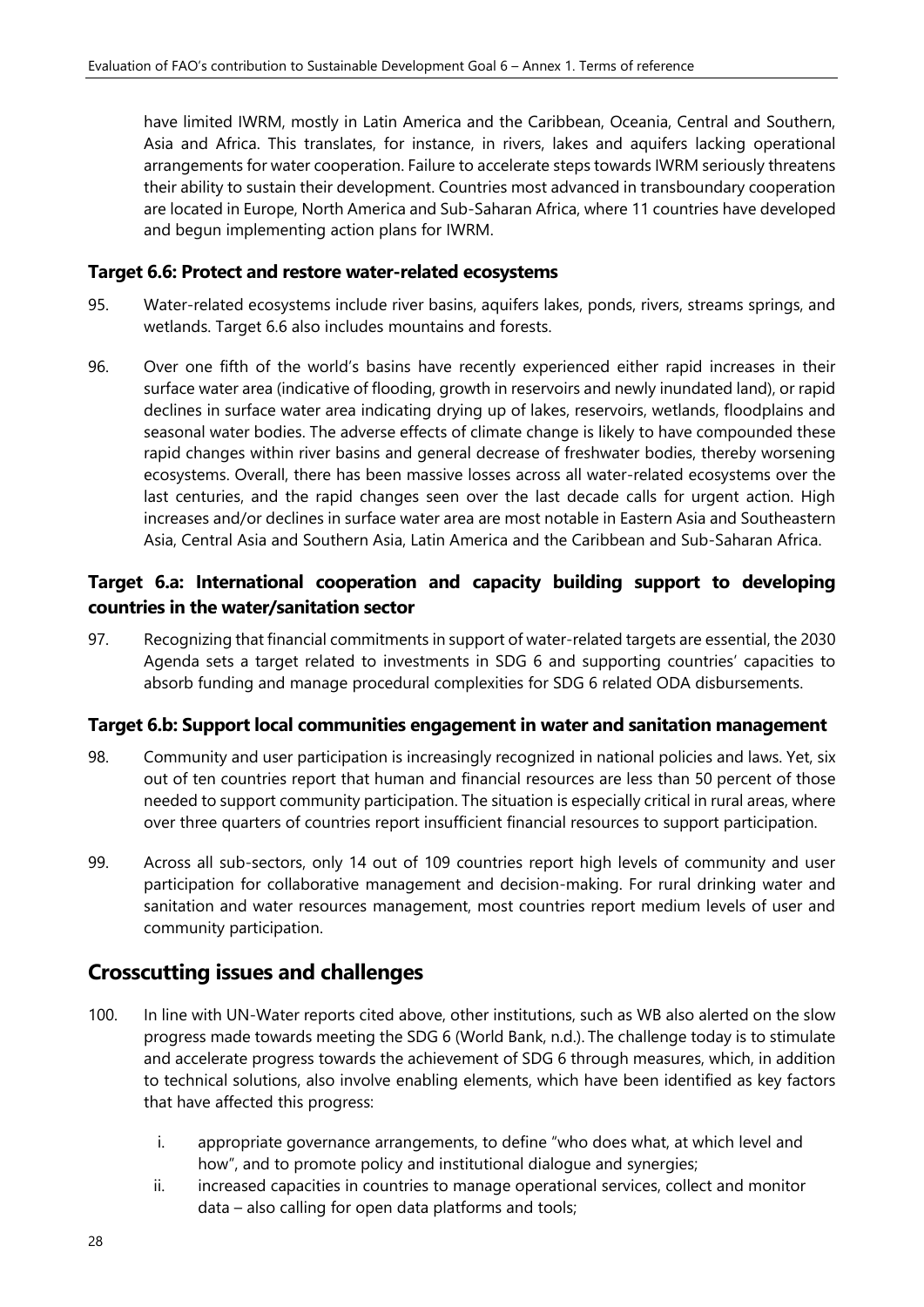have limited IWRM, mostly in Latin America and the Caribbean, Oceania, Central and Southern, Asia and Africa. This translates, for instance, in rivers, lakes and aquifers lacking operational arrangements for water cooperation. Failure to accelerate steps towards IWRM seriously threatens their ability to sustain their development. Countries most advanced in transboundary cooperation are located in Europe, North America and Sub-Saharan Africa, where 11 countries have developed and begun implementing action plans for IWRM.

### Target 6.6: Protect and restore water-related ecosystems

95. Water-related ecosystems include river basins, aquifers lakes, ponds, rivers, streams springs, and wetlands. Target 6.6 also includes mountains and forests.

96. Over one fifth of the world's basins have recently experienced either rapid increases in their surface water area (indicative of flooding, growth in reservoirs and newly inundated land), or rapid declines in surface water area indicating drying up of lakes, reservoirs, wetlands, floodplains and seasonal water bodies. The adverse effects of climate change is likely to have compounded these rapid changes within river basins and general decrease of freshwater bodies, thereby worsening ecosystems. Overall, there has been massive losses across all water-related ecosystems over the last centuries, and the rapid changes seen over the last decade calls for urgent action. High increases and/or declines in surface water area are most notable in Eastern Asia and Southeastern Asia, Central Asia and Southern Asia, Latin America and the Caribbean and Sub-Saharan Africa.

### Target 6.a: International cooperation and capacity building support to developing countries in the water/sanitation sector

97. Recognizing that financial commitments in support of water-related targets are essential, the 2030 Agenda sets a target related to investments in SDG 6 and supporting countries' capacities to absorb funding and manage procedural complexities for SDG 6 related ODA disbursements.

### Target 6.b: Support local communities engagement in water and sanitation management

98. Community and user participation is increasingly recognized in national policies and laws. Yet, six out of ten countries report that human and financial resources are less than 50 percent of those needed to support community participation. The situation is especially critical in rural areas, where over three quarters of countries report insufficient financial resources to support participation.

99. Across all sub-sectors, only 14 out of 109 countries report high levels of community and user participation for collaborative management and decision-making. For rural drinking water and sanitation and water resources management, most countries report medium levels of user and community participation.

## Crosscutting issues and challenges

100. In line with UN-Water reports cited above, other institutions, such as WB also alerted on the slow progress made towards meeting the SDG 6 (World Bank, n.d.). The challenge today is to stimulate and accelerate progress towards the achievement of SDG 6 through measures, which, in addition to technical solutions, also involve enabling elements, which have been identified as key factors that have affected this progress:

   i. appropriate governance arrangements, to define "who does what, at which level and how", and to promote policy and institutional dialogue and synergies;
   ii. increased capacities in countries to manage operational services, collect and monitor data – also calling for open data platforms and tools;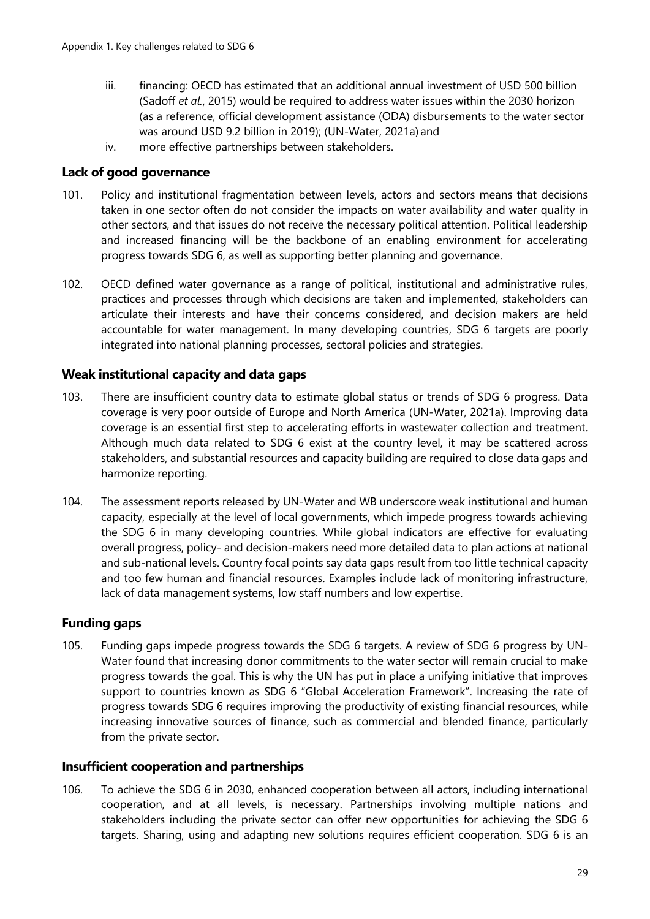iii. financing: OECD has estimated that an additional annual investment of USD 500 billion (Sadoff *et al.*, 2015) would be required to address water issues within the 2030 horizon (as a reference, official development assistance (ODA) disbursements to the water sector was around USD 9.2 billion in 2019); (UN-Water, 2021a) and

iv. more effective partnerships between stakeholders.

## Lack of good governance

101. Policy and institutional fragmentation between levels, actors and sectors means that decisions taken in one sector often do not consider the impacts on water availability and water quality in other sectors, and that issues do not receive the necessary political attention. Political leadership and increased financing will be the backbone of an enabling environment for accelerating progress towards SDG 6, as well as supporting better planning and governance.

102. OECD defined water governance as a range of political, institutional and administrative rules, practices and processes through which decisions are taken and implemented, stakeholders can articulate their interests and have their concerns considered, and decision makers are held accountable for water management. In many developing countries, SDG 6 targets are poorly integrated into national planning processes, sectoral policies and strategies.

## Weak institutional capacity and data gaps

103. There are insufficient country data to estimate global status or trends of SDG 6 progress. Data coverage is very poor outside of Europe and North America (UN-Water, 2021a). Improving data coverage is an essential first step to accelerating efforts in wastewater collection and treatment. Although much data related to SDG 6 exist at the country level, it may be scattered across stakeholders, and substantial resources and capacity building are required to close data gaps and harmonize reporting.

104. The assessment reports released by UN-Water and WB underscore weak institutional and human capacity, especially at the level of local governments, which impede progress towards achieving the SDG 6 in many developing countries. While global indicators are effective for evaluating overall progress, policy- and decision-makers need more detailed data to plan actions at national and sub-national levels. Country focal points say data gaps result from too little technical capacity and too few human and financial resources. Examples include lack of monitoring infrastructure, lack of data management systems, low staff numbers and low expertise.

## Funding gaps

105. Funding gaps impede progress towards the SDG 6 targets. A review of SDG 6 progress by UN-Water found that increasing donor commitments to the water sector will remain crucial to make progress towards the goal. This is why the UN has put in place a unifying initiative that improves support to countries known as SDG 6 "Global Acceleration Framework". Increasing the rate of progress towards SDG 6 requires improving the productivity of existing financial resources, while increasing innovative sources of finance, such as commercial and blended finance, particularly from the private sector.

## Insufficient cooperation and partnerships

106. To achieve the SDG 6 in 2030, enhanced cooperation between all actors, including international cooperation, and at all levels, is necessary. Partnerships involving multiple nations and stakeholders including the private sector can offer new opportunities for achieving the SDG 6 targets. Sharing, using and adapting new solutions requires efficient cooperation. SDG 6 is an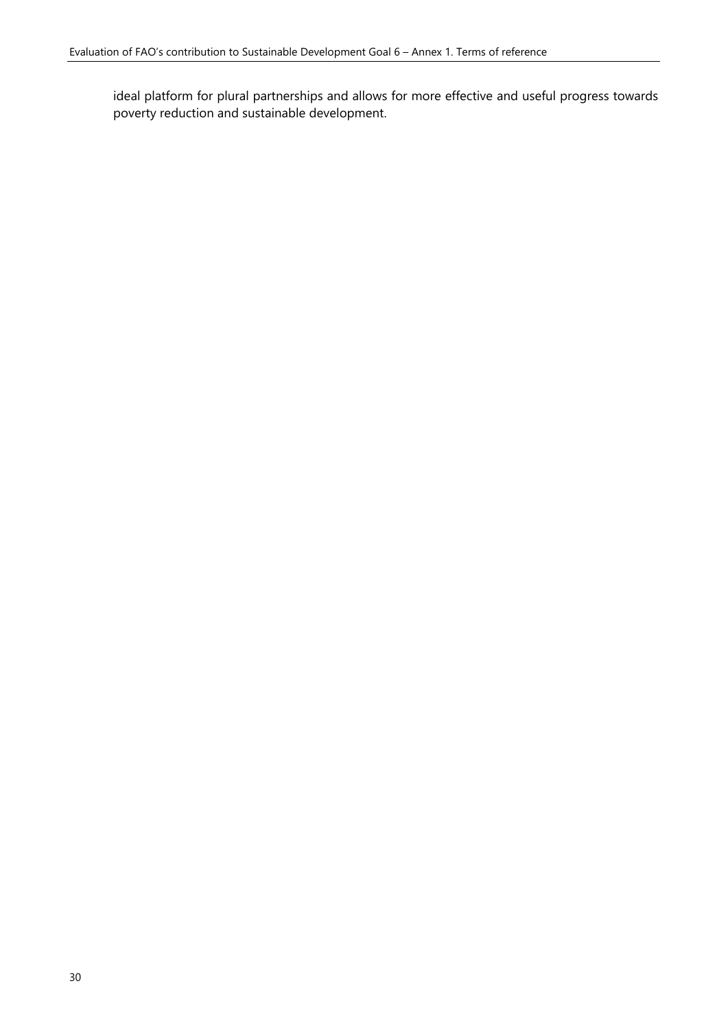ideal platform for plural partnerships and allows for more effective and useful progress towards poverty reduction and sustainable development.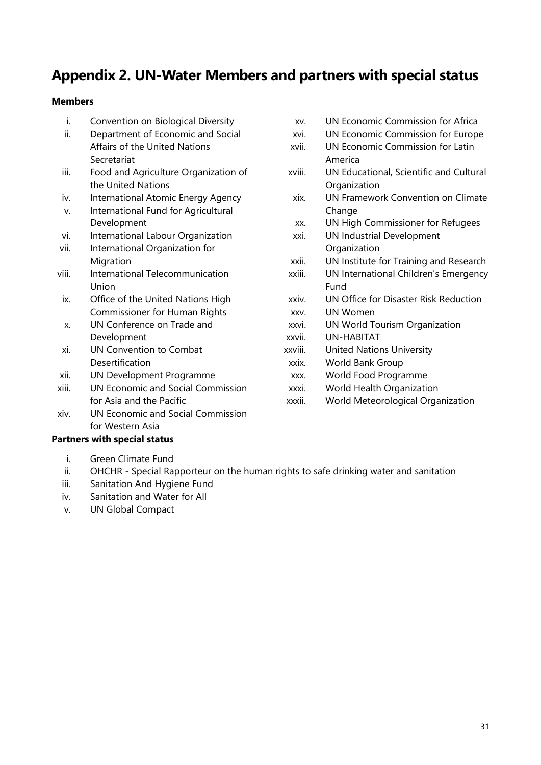# Appendix 2. UN-Water Members and partners with special status

**Members**

i. Convention on Biological Diversity
ii. Department of Economic and Social Affairs of the United Nations Secretariat
iii. Food and Agriculture Organization of the United Nations
iv. International Atomic Energy Agency
v. International Fund for Agricultural Development
vi. International Labour Organization
vii. International Organization for Migration
viii. International Telecommunication Union
ix. Office of the United Nations High Commissioner for Human Rights
x. UN Conference on Trade and Development
xi. UN Convention to Combat Desertification
xii. UN Development Programme
xiii. UN Economic and Social Commission for Asia and the Pacific
xiv. UN Economic and Social Commission for Western Asia
xv. UN Economic Commission for Africa
xvi. UN Economic Commission for Europe
xvii. UN Economic Commission for Latin America
xviii. UN Educational, Scientific and Cultural Organization
xix. UN Framework Convention on Climate Change
xx. UN High Commissioner for Refugees
xxi. UN Industrial Development Organization
xxii. UN Institute for Training and Research
xxiii. UN International Children's Emergency Fund
xxiv. UN Office for Disaster Risk Reduction
xxv. UN Women
xxvi. UN World Tourism Organization
xxvii. UN-HABITAT
xxviii. United Nations University
xxix. World Bank Group
xxx. World Food Programme
xxxi. World Health Organization
xxxii. World Meteorological Organization

**Partners with special status**

i. Green Climate Fund
ii. OHCHR - Special Rapporteur on the human rights to safe drinking water and sanitation
iii. Sanitation And Hygiene Fund
iv. Sanitation and Water for All
v. UN Global Compact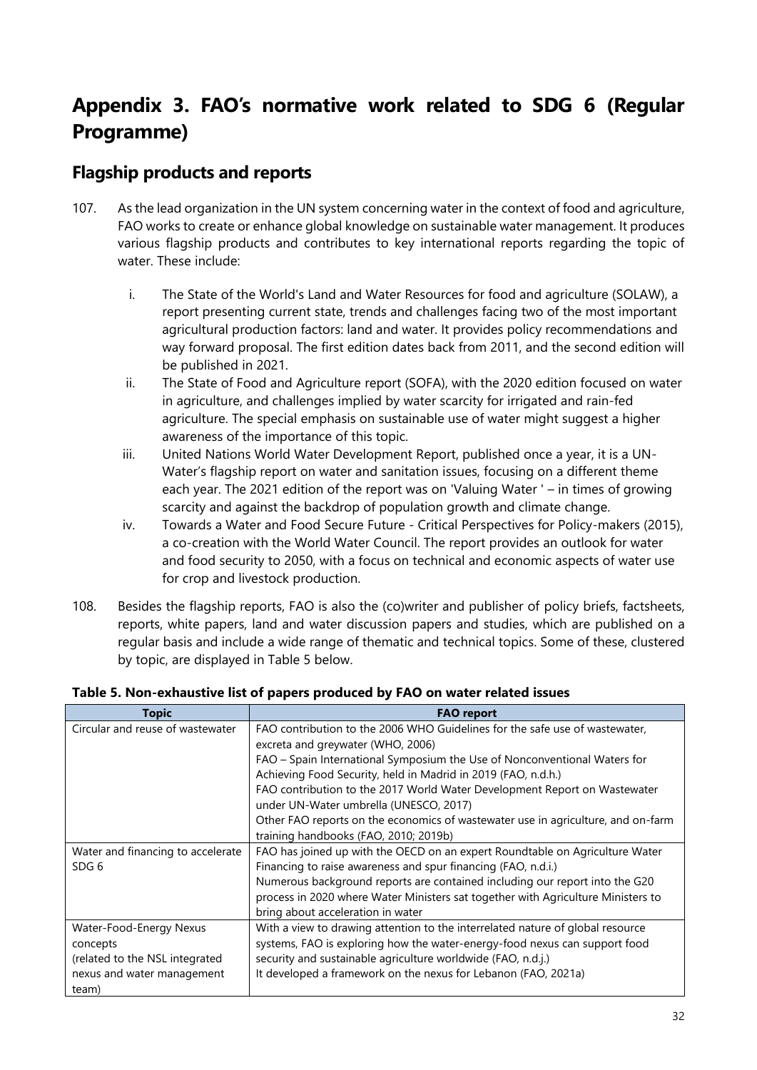# Appendix 3. FAO's normative work related to SDG 6 (Regular Programme)

## Flagship products and reports

107. As the lead organization in the UN system concerning water in the context of food and agriculture, FAO works to create or enhance global knowledge on sustainable water management. It produces various flagship products and contributes to key international reports regarding the topic of water. These include:

   i. The State of the World's Land and Water Resources for food and agriculture (SOLAW), a report presenting current state, trends and challenges facing two of the most important agricultural production factors: land and water. It provides policy recommendations and way forward proposal. The first edition dates back from 2011, and the second edition will be published in 2021.

   ii. The State of Food and Agriculture report (SOFA), with the 2020 edition focused on water in agriculture, and challenges implied by water scarcity for irrigated and rain-fed agriculture. The special emphasis on sustainable use of water might suggest a higher awareness of the importance of this topic.

   iii. United Nations World Water Development Report, published once a year, it is a UN-Water's flagship report on water and sanitation issues, focusing on a different theme each year. The 2021 edition of the report was on 'Valuing Water ' – in times of growing scarcity and against the backdrop of population growth and climate change.

   iv. Towards a Water and Food Secure Future - Critical Perspectives for Policy-makers (2015), a co-creation with the World Water Council. The report provides an outlook for water and food security to 2050, with a focus on technical and economic aspects of water use for crop and livestock production.

108. Besides the flagship reports, FAO is also the (co)writer and publisher of policy briefs, factsheets, reports, white papers, land and water discussion papers and studies, which are published on a regular basis and include a wide range of thematic and technical topics. Some of these, clustered by topic, are displayed in Table 5 below.

**Table 5. Non-exhaustive list of papers produced by FAO on water related issues**

| Topic | FAO report |
|---|---|
| Circular and reuse of wastewater | FAO contribution to the 2006 WHO Guidelines for the safe use of wastewater, excreta and greywater (WHO, 2006)<br>FAO – Spain International Symposium the Use of Nonconventional Waters for Achieving Food Security, held in Madrid in 2019 (FAO, n.d.h.)<br>FAO contribution to the 2017 World Water Development Report on Wastewater under UN-Water umbrella (UNESCO, 2017)<br>Other FAO reports on the economics of wastewater use in agriculture, and on-farm training handbooks (FAO, 2010; 2019b) |
| Water and financing to accelerate SDG 6 | FAO has joined up with the OECD on an expert Roundtable on Agriculture Water Financing to raise awareness and spur financing (FAO, n.d.i.)<br>Numerous background reports are contained including our report into the G20 process in 2020 where Water Ministers sat together with Agriculture Ministers to bring about acceleration in water |
| Water-Food-Energy Nexus concepts (related to the NSL integrated nexus and water management team) | With a view to drawing attention to the interrelated nature of global resource systems, FAO is exploring how the water-energy-food nexus can support food security and sustainable agriculture worldwide (FAO, n.d.j.)<br>It developed a framework on the nexus for Lebanon (FAO, 2021a) |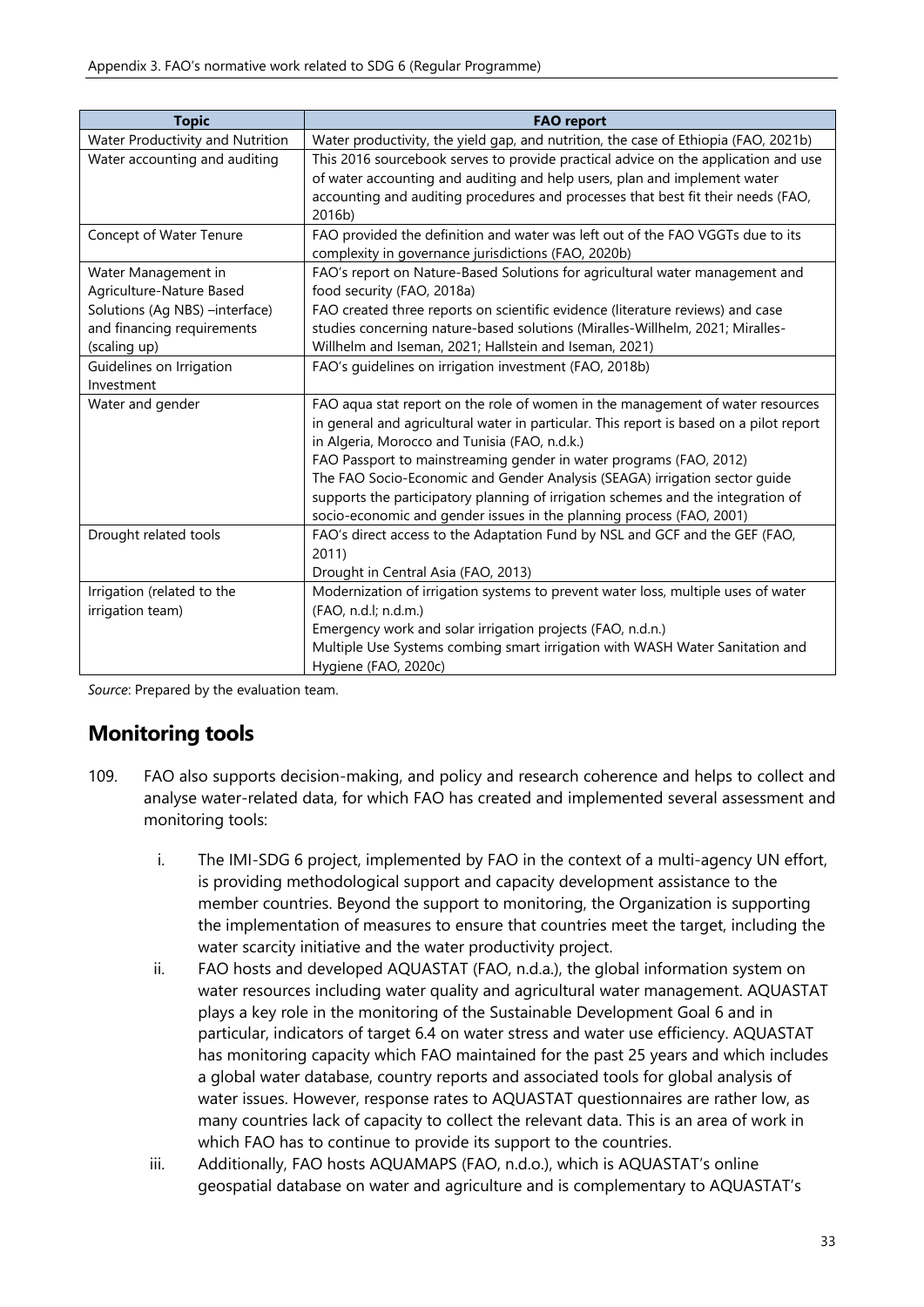| Topic | FAO report |
|---|---|
| Water Productivity and Nutrition | Water productivity, the yield gap, and nutrition, the case of Ethiopia (FAO, 2021b) |
| Water accounting and auditing | This 2016 sourcebook serves to provide practical advice on the application and use of water accounting and auditing and help users, plan and implement water accounting and auditing procedures and processes that best fit their needs (FAO, 2016b) |
| Concept of Water Tenure | FAO provided the definition and water was left out of the FAO VGGTs due to its complexity in governance jurisdictions (FAO, 2020b) |
| Water Management in Agriculture-Nature Based Solutions (Ag NBS) –interface) and financing requirements (scaling up) | FAO's report on Nature-Based Solutions for agricultural water management and food security (FAO, 2018a)<br>FAO created three reports on scientific evidence (literature reviews) and case studies concerning nature-based solutions (Miralles-Willhelm, 2021; Miralles-Willhelm and Iseman, 2021; Hallstein and Iseman, 2021) |
| Guidelines on Irrigation Investment | FAO's guidelines on irrigation investment (FAO, 2018b) |
| Water and gender | FAO aqua stat report on the role of women in the management of water resources in general and agricultural water in particular. This report is based on a pilot report in Algeria, Morocco and Tunisia (FAO, n.d.k.)<br>FAO Passport to mainstreaming gender in water programs (FAO, 2012)<br>The FAO Socio-Economic and Gender Analysis (SEAGA) irrigation sector guide supports the participatory planning of irrigation schemes and the integration of socio-economic and gender issues in the planning process (FAO, 2001) |
| Drought related tools | FAO's direct access to the Adaptation Fund by NSL and GCF and the GEF (FAO, 2011)<br>Drought in Central Asia (FAO, 2013) |
| Irrigation (related to the irrigation team) | Modernization of irrigation systems to prevent water loss, multiple uses of water (FAO, n.d.l; n.d.m.)<br>Emergency work and solar irrigation projects (FAO, n.d.n.)<br>Multiple Use Systems combing smart irrigation with WASH Water Sanitation and Hygiene (FAO, 2020c) |

*Source*: Prepared by the evaluation team.

## Monitoring tools

109. FAO also supports decision-making, and policy and research coherence and helps to collect and analyse water-related data, for which FAO has created and implemented several assessment and monitoring tools:

   i. The IMI-SDG 6 project, implemented by FAO in the context of a multi-agency UN effort, is providing methodological support and capacity development assistance to the member countries. Beyond the support to monitoring, the Organization is supporting the implementation of measures to ensure that countries meet the target, including the water scarcity initiative and the water productivity project.

   ii. FAO hosts and developed AQUASTAT (FAO, n.d.a.), the global information system on water resources including water quality and agricultural water management. AQUASTAT plays a key role in the monitoring of the Sustainable Development Goal 6 and in particular, indicators of target 6.4 on water stress and water use efficiency. AQUASTAT has monitoring capacity which FAO maintained for the past 25 years and which includes a global water database, country reports and associated tools for global analysis of water issues. However, response rates to AQUASTAT questionnaires are rather low, as many countries lack of capacity to collect the relevant data. This is an area of work in which FAO has to continue to provide its support to the countries.

   iii. Additionally, FAO hosts AQUAMAPS (FAO, n.d.o.), which is AQUASTAT's online geospatial database on water and agriculture and is complementary to AQUASTAT's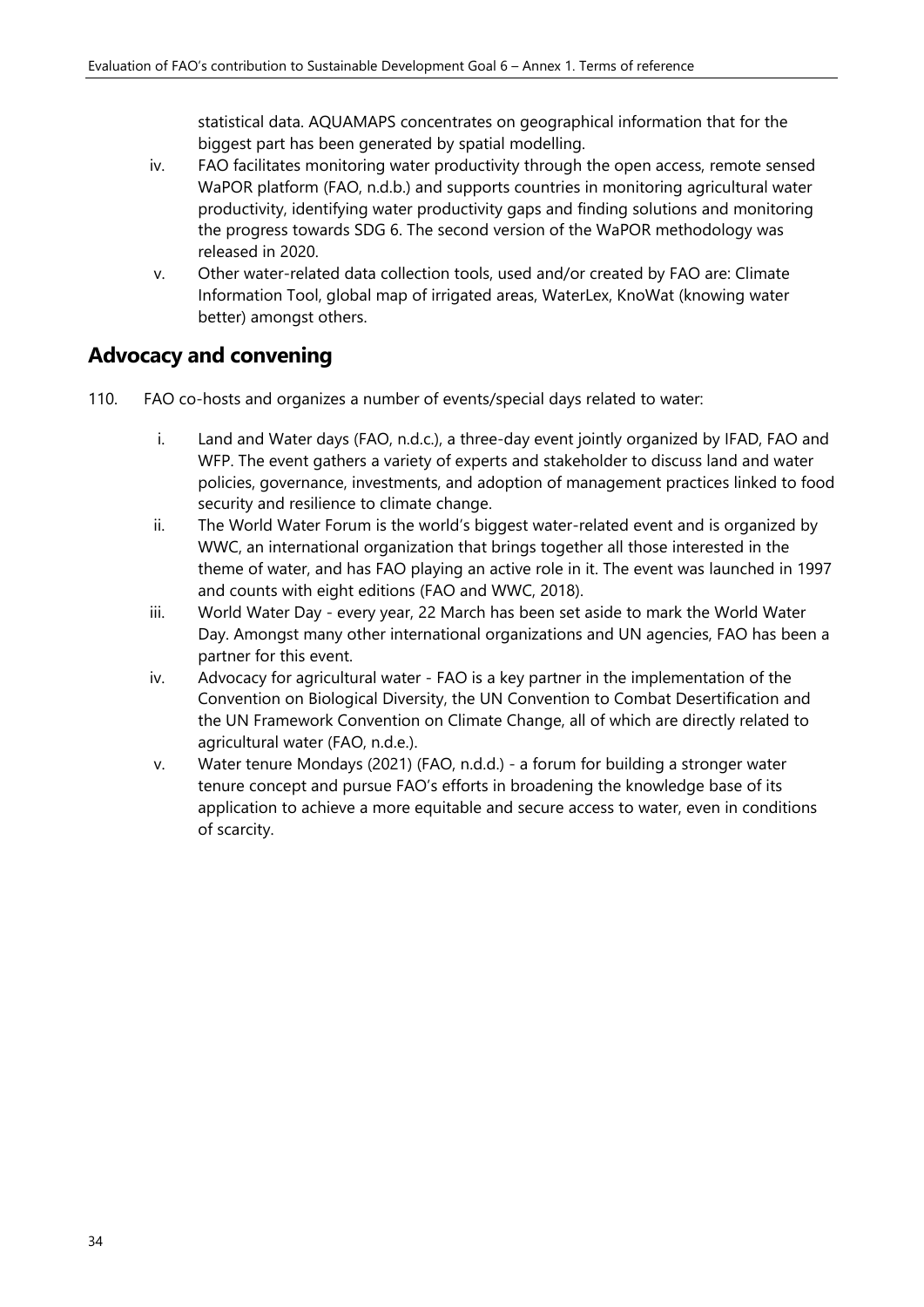statistical data. AQUAMAPS concentrates on geographical information that for the biggest part has been generated by spatial modelling.

iv. FAO facilitates monitoring water productivity through the open access, remote sensed WaPOR platform (FAO, n.d.b.) and supports countries in monitoring agricultural water productivity, identifying water productivity gaps and finding solutions and monitoring the progress towards SDG 6. The second version of the WaPOR methodology was released in 2020.

v. Other water-related data collection tools, used and/or created by FAO are: Climate Information Tool, global map of irrigated areas, WaterLex, KnoWat (knowing water better) amongst others.

## Advocacy and convening

110. FAO co-hosts and organizes a number of events/special days related to water:

i. Land and Water days (FAO, n.d.c.), a three-day event jointly organized by IFAD, FAO and WFP. The event gathers a variety of experts and stakeholder to discuss land and water policies, governance, investments, and adoption of management practices linked to food security and resilience to climate change.

ii. The World Water Forum is the world's biggest water-related event and is organized by WWC, an international organization that brings together all those interested in the theme of water, and has FAO playing an active role in it. The event was launched in 1997 and counts with eight editions (FAO and WWC, 2018).

iii. World Water Day - every year, 22 March has been set aside to mark the World Water Day. Amongst many other international organizations and UN agencies, FAO has been a partner for this event.

iv. Advocacy for agricultural water - FAO is a key partner in the implementation of the Convention on Biological Diversity, the UN Convention to Combat Desertification and the UN Framework Convention on Climate Change, all of which are directly related to agricultural water (FAO, n.d.e.).

v. Water tenure Mondays (2021) (FAO, n.d.d.) - a forum for building a stronger water tenure concept and pursue FAO's efforts in broadening the knowledge base of its application to achieve a more equitable and secure access to water, even in conditions of scarcity.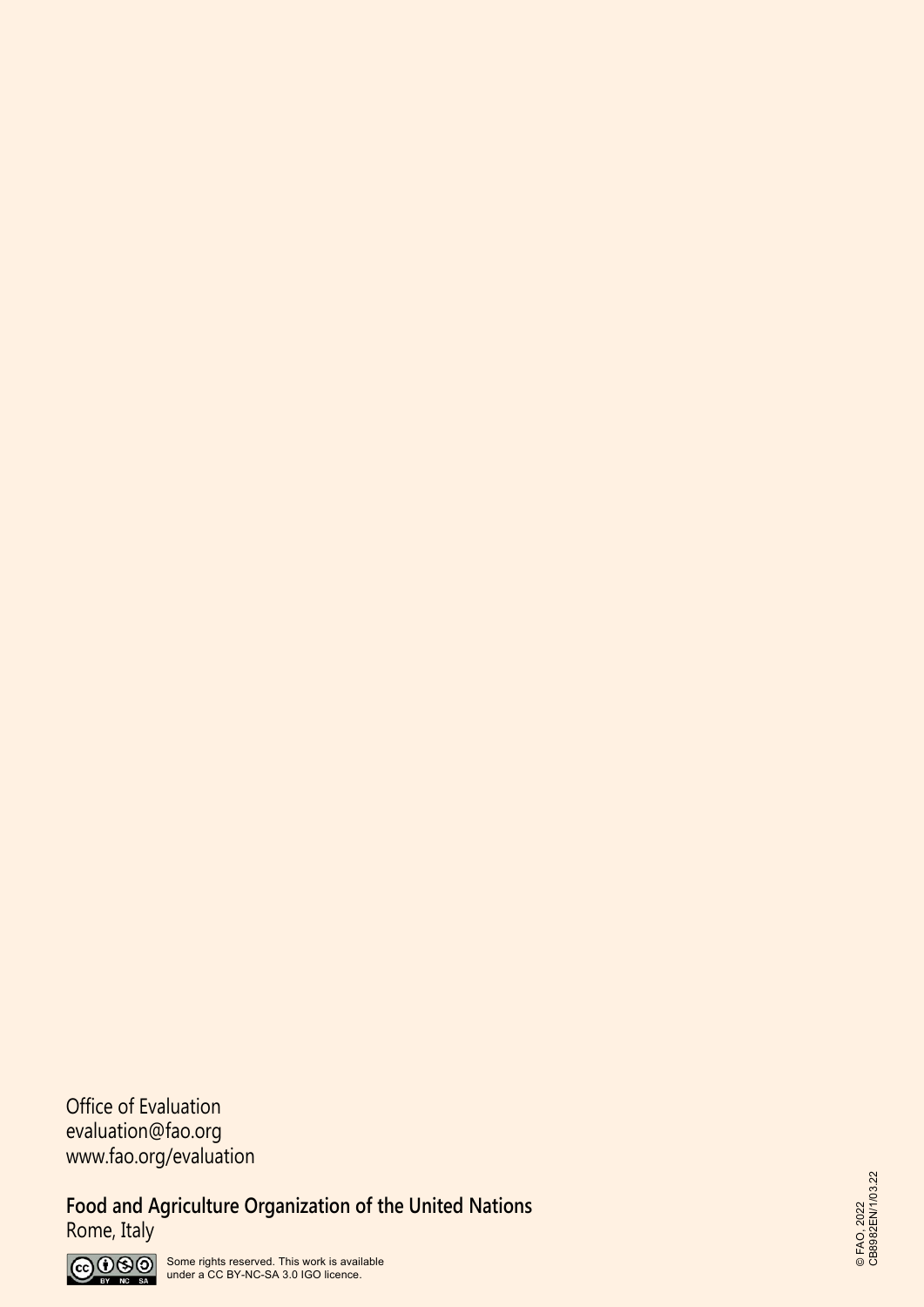Office of Evaluation
evaluation@fao.org
www.fao.org/evaluation

**Food and Agriculture Organization of the United Nations**
Rome, Italy

Some rights reserved. This work is available under a CC BY-NC-SA 3.0 IGO licence.

© FAO, 2022
CB8982EN/1/03.22